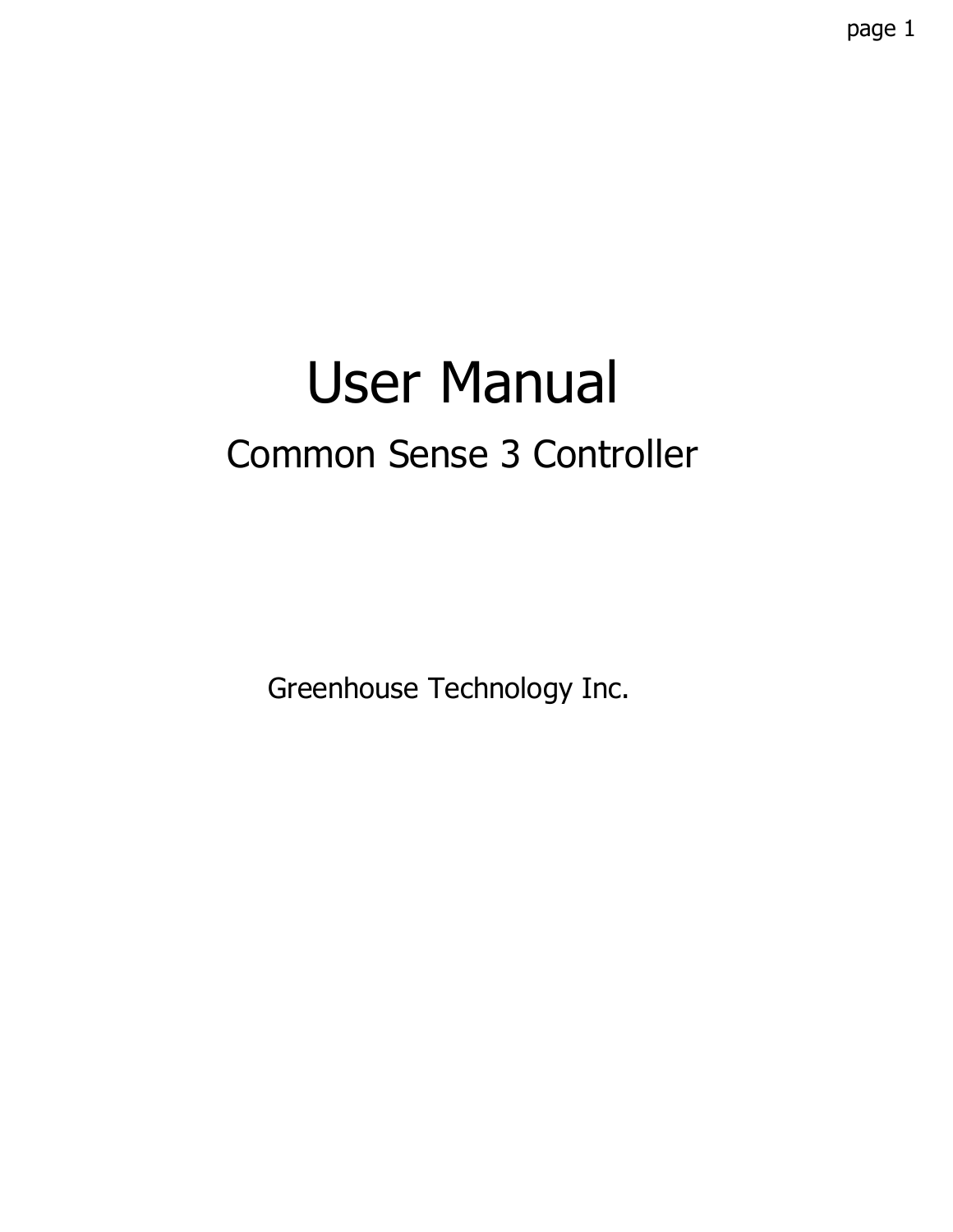# User Manual

## Common Sense 3 Controller

Greenhouse Technology Inc.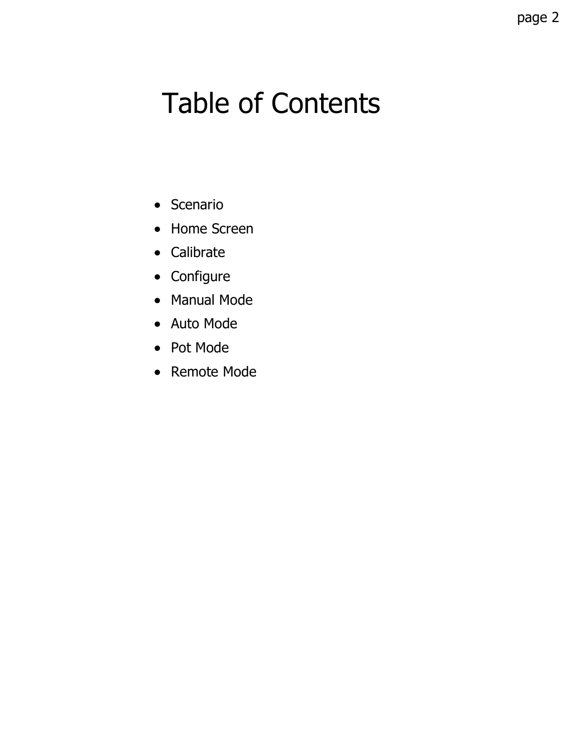# Table of Contents

- Scenario
- Home Screen
- Calibrate
- Configure
- Manual Mode
- Auto Mode
- Pot Mode
- Remote Mode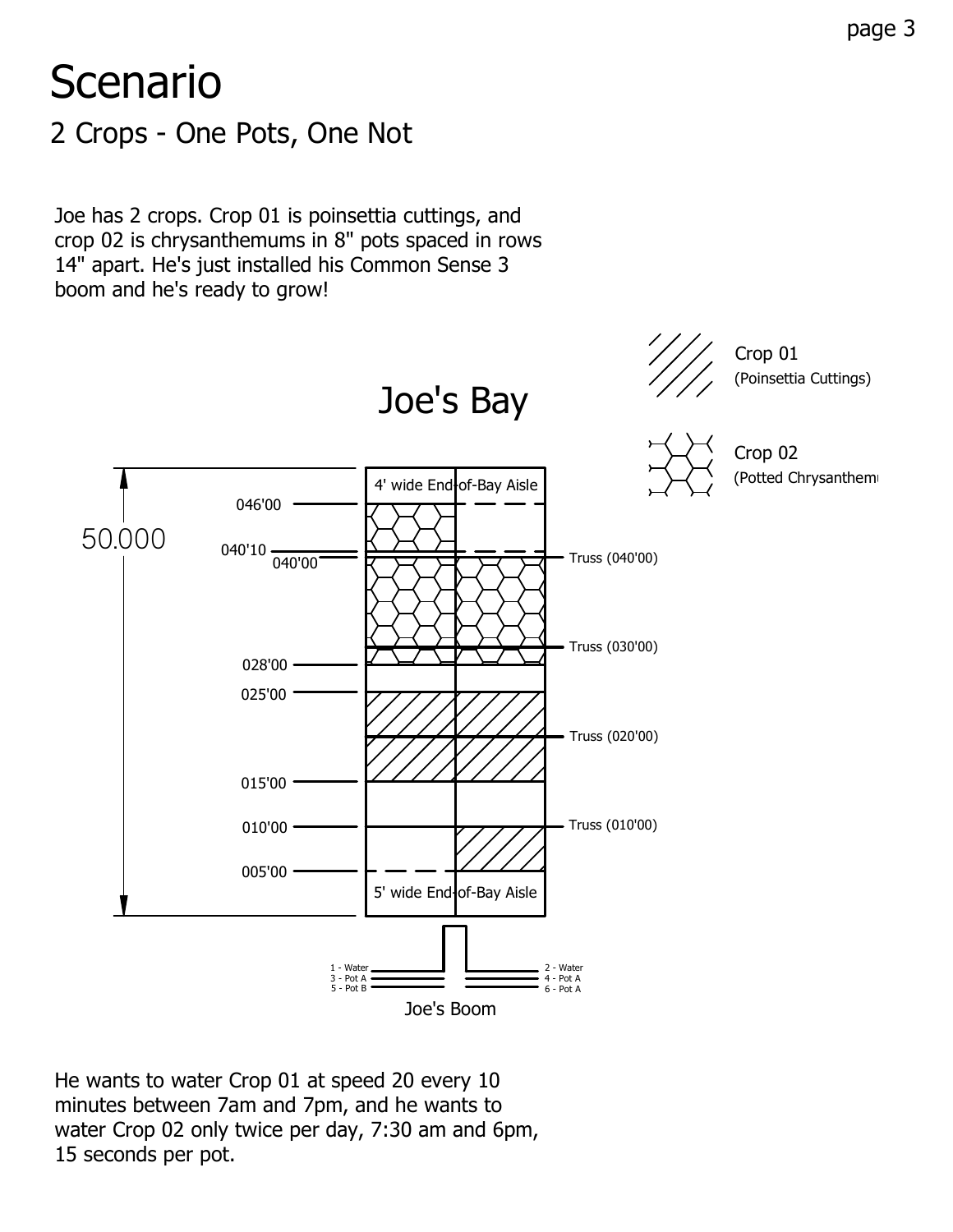# Scenario

## 2 Crops - One Pots, One Not

Joe has 2 crops. Crop 01 is poinsettia cuttings, and crop 02 is chrysanthemums in 8" pots spaced in rows 14" apart. He's just installed his Common Sense 3 boom and he's ready to grow!

Crop 01 (Poinsettia Cuttings)

Crop 02 (Potted Chrysanthemums)

Joe's Bay

50.000

4' wide End-of-Bay Aisle

046'00

040'10

040'00

Truss (040'00)

Truss (030'00)

028'00

025'00

Truss (020'00)

015'00

010'00

Truss (010'00)

005'00

5' wide End-of-Bay Aisle

1 - Water
3 - Pot A
5 - Pot B

2 - Water
4 - Pot A
6 - Pot A

Joe's Boom

He wants to water Crop 01 at speed 20 every 10 minutes between 7am and 7pm, and he wants to water Crop 02 only twice per day, 7:30 am and 6pm, 15 seconds per pot.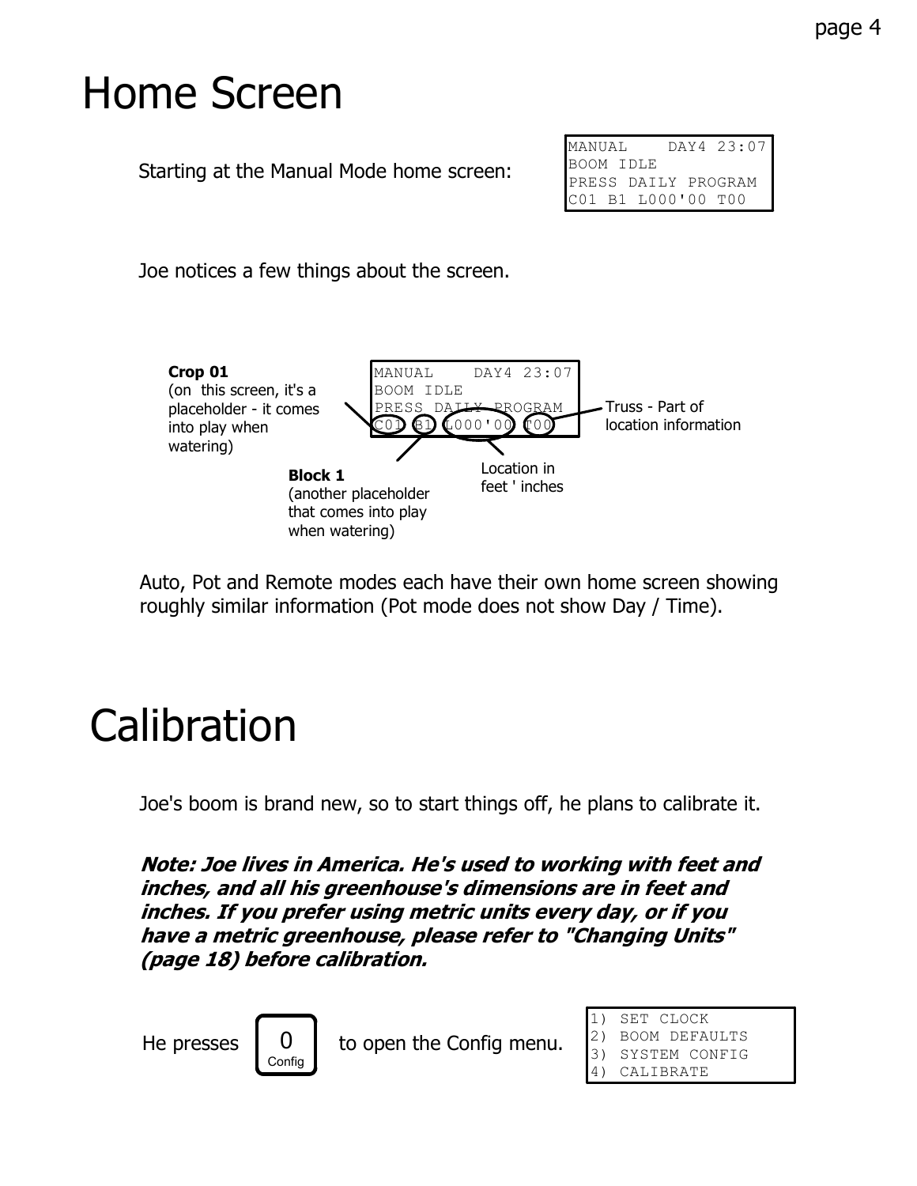# Home Screen

Starting at the Manual Mode home screen:

```
MANUAL    DAY4 23:07
BOOM IDLE
PRESS DAILY PROGRAM
C01 B1 L000'00 T00
```

Joe notices a few things about the screen.

```
MANUAL    DAY4 23:07
BOOM IDLE
PRESS DAILY PROGRAM
C01 B1 L000'00 T00
```

**Crop 01** (on this screen, it's a placeholder - it comes into play when watering)

**Block 1** (another placeholder that comes into play when watering)

Location in feet ' inches

Truss - Part of location information

Auto, Pot and Remote modes each have their own home screen showing roughly similar information (Pot mode does not show Day / Time).

# Calibration

Joe's boom is brand new, so to start things off, he plans to calibrate it.

***Note: Joe lives in America. He's used to working with feet and inches, and all his greenhouse's dimensions are in feet and inches. If you prefer using metric units every day, or if you have a metric greenhouse, please refer to "Changing Units" (page 18) before calibration.***

He presses [0 Config] to open the Config menu.

```
1) SET CLOCK
2) BOOM DEFAULTS
3) SYSTEM CONFIG
4) CALIBRATE
```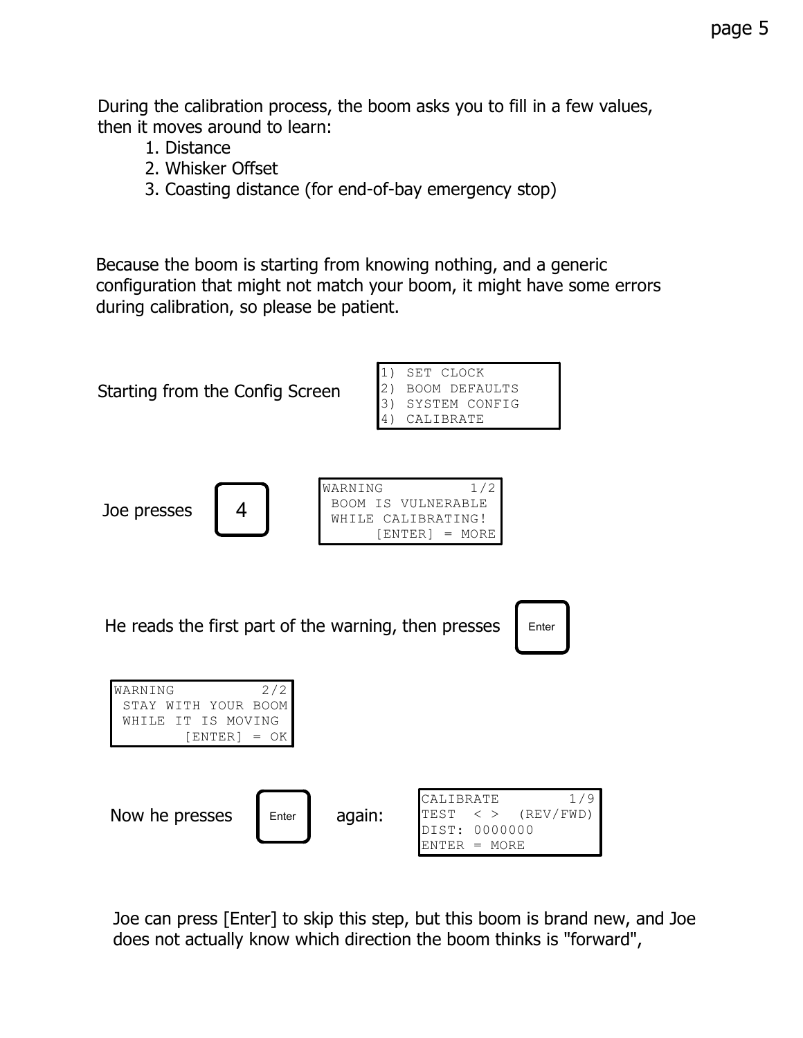During the calibration process, the boom asks you to fill in a few values, then it moves around to learn:

1. Distance
2. Whisker Offset
3. Coasting distance (for end-of-bay emergency stop)

Because the boom is starting from knowing nothing, and a generic configuration that might not match your boom, it might have some errors during calibration, so please be patient.

Starting from the Config Screen

```
1) SET CLOCK
2) BOOM DEFAULTS
3) SYSTEM CONFIG
4) CALIBRATE
```

Joe presses [4]

```
WARNING          1/2
 BOOM IS VULNERABLE
 WHILE CALIBRATING!
      [ENTER] = MORE
```

He reads the first part of the warning, then presses [Enter]

```
WARNING          2/2
 STAY WITH YOUR BOOM
 WHILE IT IS MOVING
        [ENTER] = OK
```

Now he presses [Enter] again:

```
CALIBRATE        1/9
TEST  < >  (REV/FWD)
DIST: 0000000
ENTER = MORE
```

Joe can press [Enter] to skip this step, but this boom is brand new, and Joe does not actually know which direction the boom thinks is "forward",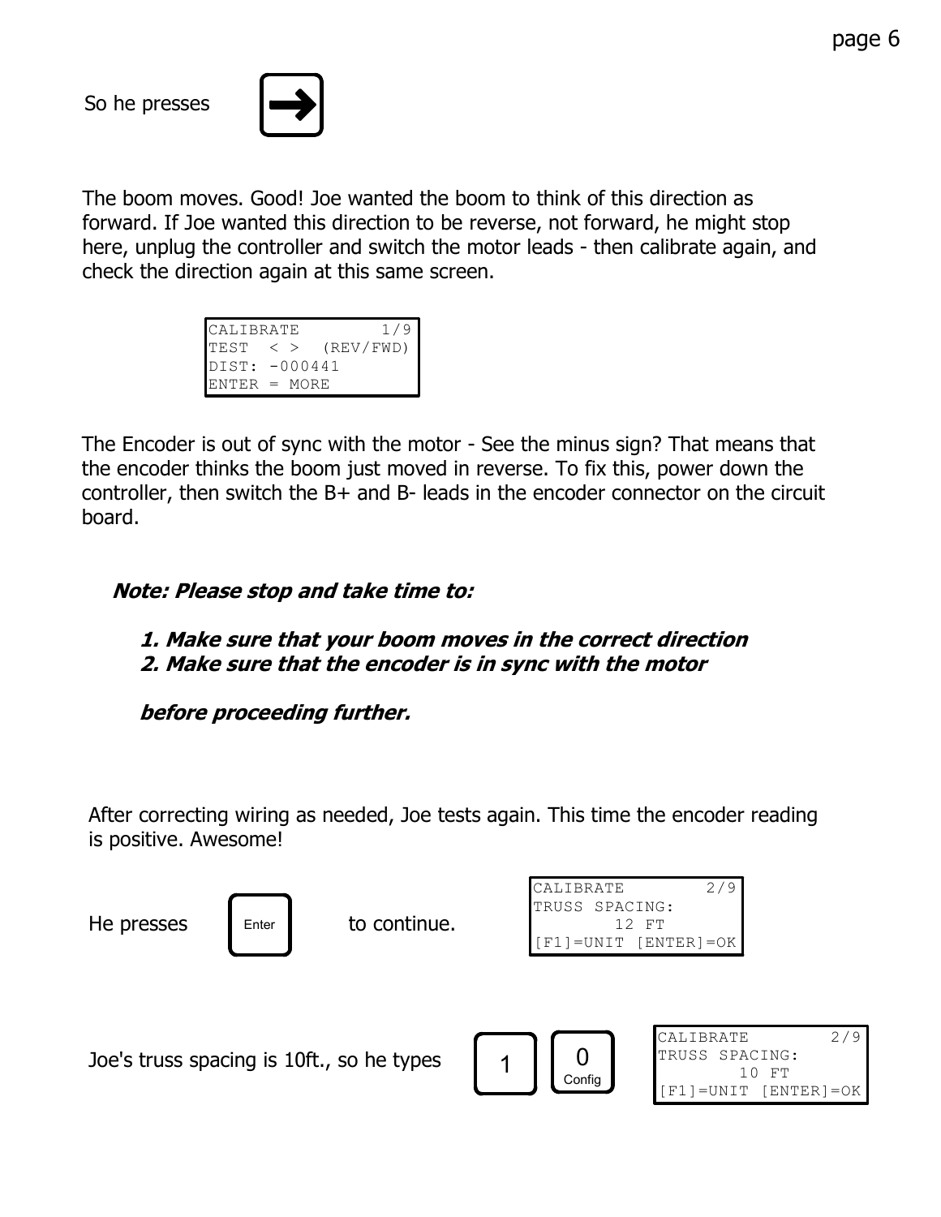So he presses [→]

The boom moves. Good! Joe wanted the boom to think of this direction as forward. If Joe wanted this direction to be reverse, not forward, he might stop here, unplug the controller and switch the motor leads - then calibrate again, and check the direction again at this same screen.

```
CALIBRATE        1/9
TEST  < >  (REV/FWD)
DIST: -000441
ENTER = MORE
```

The Encoder is out of sync with the motor - See the minus sign? That means that the encoder thinks the boom just moved in reverse. To fix this, power down the controller, then switch the B+ and B- leads in the encoder connector on the circuit board.

***Note: Please stop and take time to:***

1. ***Make sure that your boom moves in the correct direction***
2. ***Make sure that the encoder is in sync with the motor***

***before proceeding further.***

After correcting wiring as needed, Joe tests again. This time the encoder reading is positive. Awesome!

He presses [Enter] to continue.

```
CALIBRATE        2/9
TRUSS SPACING:
       12 FT
[F1]=UNIT [ENTER]=OK
```

Joe's truss spacing is 10ft., so he types [1] [0 Config]

```
CALIBRATE        2/9
TRUSS SPACING:
       10 FT
[F1]=UNIT [ENTER]=OK
```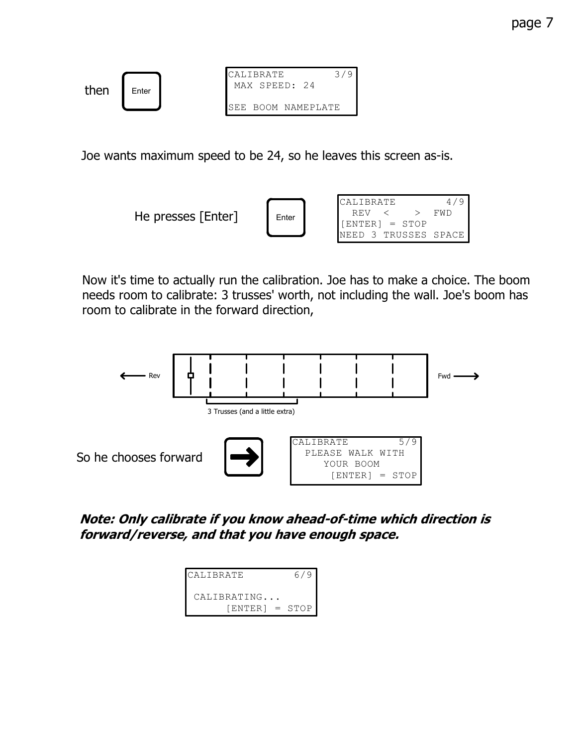then [Enter]

```
CALIBRATE        3/9
 MAX SPEED: 24

SEE BOOM NAMEPLATE
```

Joe wants maximum speed to be 24, so he leaves this screen as-is.

He presses [Enter] [Enter]

```
CALIBRATE        4/9
  REV  <    >  FWD
[ENTER] = STOP
NEED 3 TRUSSES SPACE
```

Now it's time to actually run the calibration. Joe has to make a choice. The boom needs room to calibrate: 3 trusses' worth, not including the wall. Joe's boom has room to calibrate in the forward direction,

Rev ← → Fwd

3 Trusses (and a little extra)

So he chooses forward [→]

```
CALIBRATE        5/9
  PLEASE WALK WITH
     YOUR BOOM
      [ENTER] = STOP
```

***Note: Only calibrate if you know ahead-of-time which direction is forward/reverse, and that you have enough space.***

```
CALIBRATE        6/9

 CALIBRATING...
     [ENTER] = STOP
```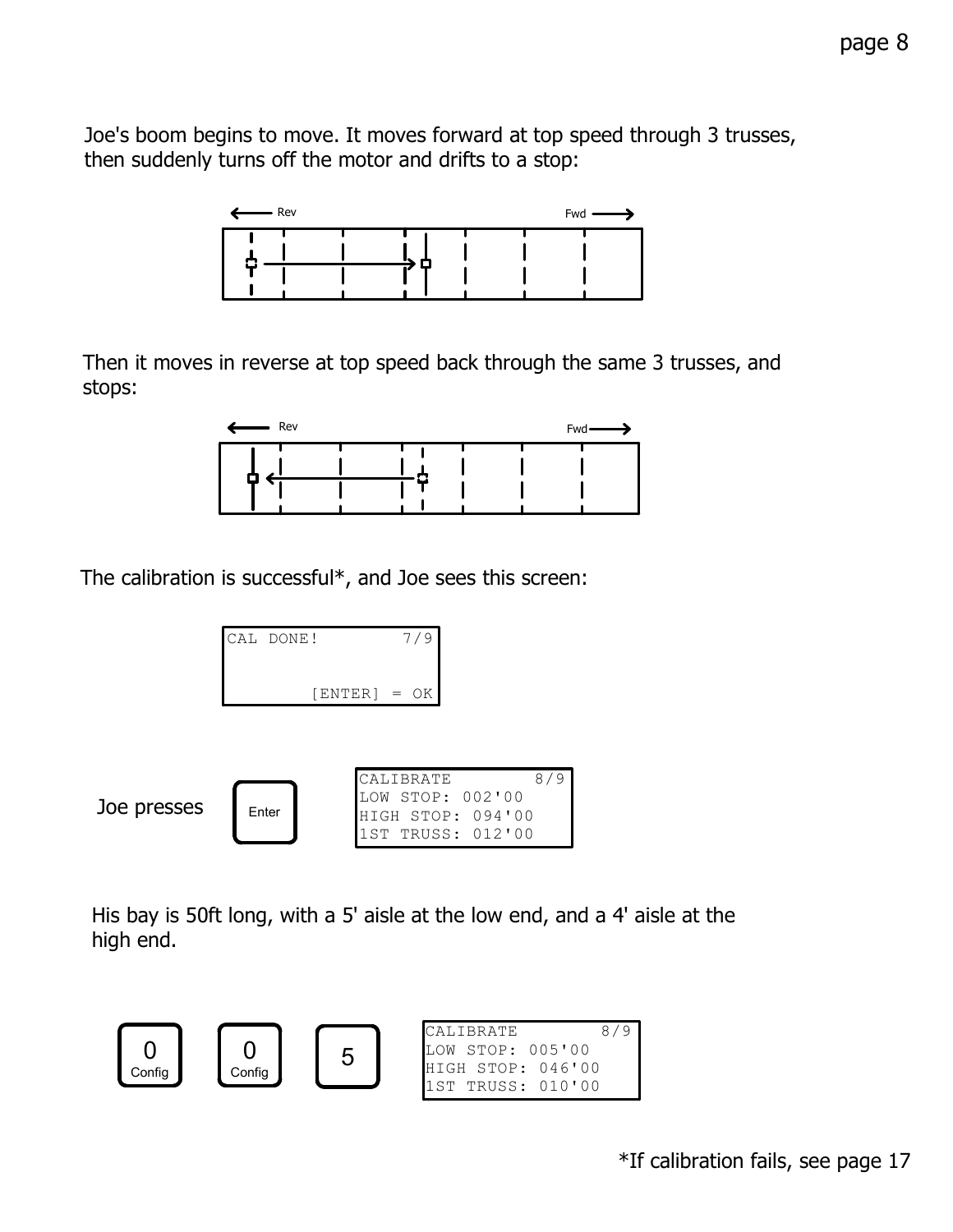Joe's boom begins to move. It moves forward at top speed through 3 trusses, then suddenly turns off the motor and drifts to a stop:

Then it moves in reverse at top speed back through the same 3 trusses, and stops:

The calibration is successful*, and Joe sees this screen:

```
CAL DONE!          7/9

        [ENTER] = OK
```

Joe presses [Enter]

```
CALIBRATE          8/9
LOW STOP: 002'00
HIGH STOP: 094'00
1ST TRUSS: 012'00
```

His bay is 50ft long, with a 5' aisle at the low end, and a 4' aisle at the high end.

[0 Config] [0 Config] [5]

```
CALIBRATE          8/9
LOW STOP: 005'00
HIGH STOP: 046'00
1ST TRUSS: 010'00
```

*If calibration fails, see page 17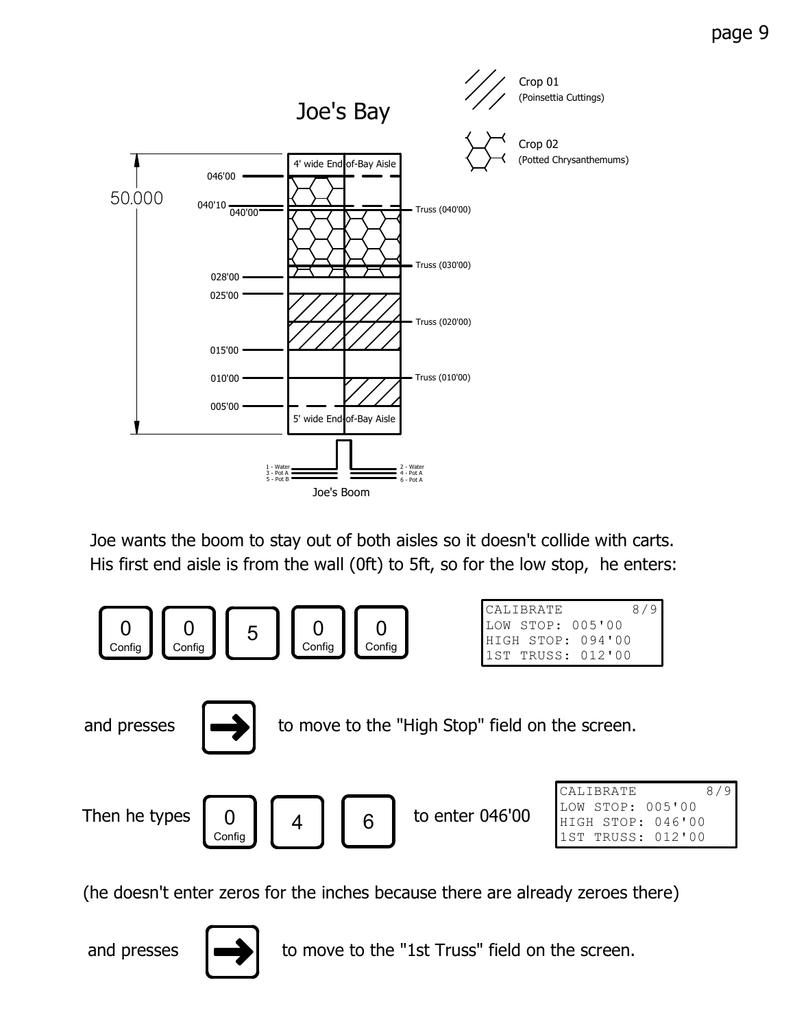## Joe's Bay

Crop 01 (Poinsettia Cuttings)

Crop 02 (Potted Chrysanthemums)

50.000

046'00
040'10
040'00
028'00
025'00
015'00
010'00
005'00

4' wide End-of-Bay Aisle

5' wide End-of-Bay Aisle

Truss (040'00)
Truss (030'00)
Truss (020'00)
Truss (010'00)

1 - Water
3 - Pot A
5 - Pot B

2 - Water
4 - Pot A
6 - Pot A

Joe's Boom

Joe wants the boom to stay out of both aisles so it doesn't collide with carts. His first end aisle is from the wall (0ft) to 5ft, so for the low stop, he enters:

[0 Config] [0 Config] [5] [0 Config] [0 Config]

```
CALIBRATE        8/9
LOW STOP: 005'00
HIGH STOP: 094'00
1ST TRUSS: 012'00
```

and presses [→] to move to the "High Stop" field on the screen.

Then he types [0 Config] [4] [6] to enter 046'00

```
CALIBRATE        8/9
LOW STOP: 005'00
HIGH STOP: 046'00
1ST TRUSS: 012'00
```

(he doesn't enter zeros for the inches because there are already zeroes there)

and presses [→] to move to the "1st Truss" field on the screen.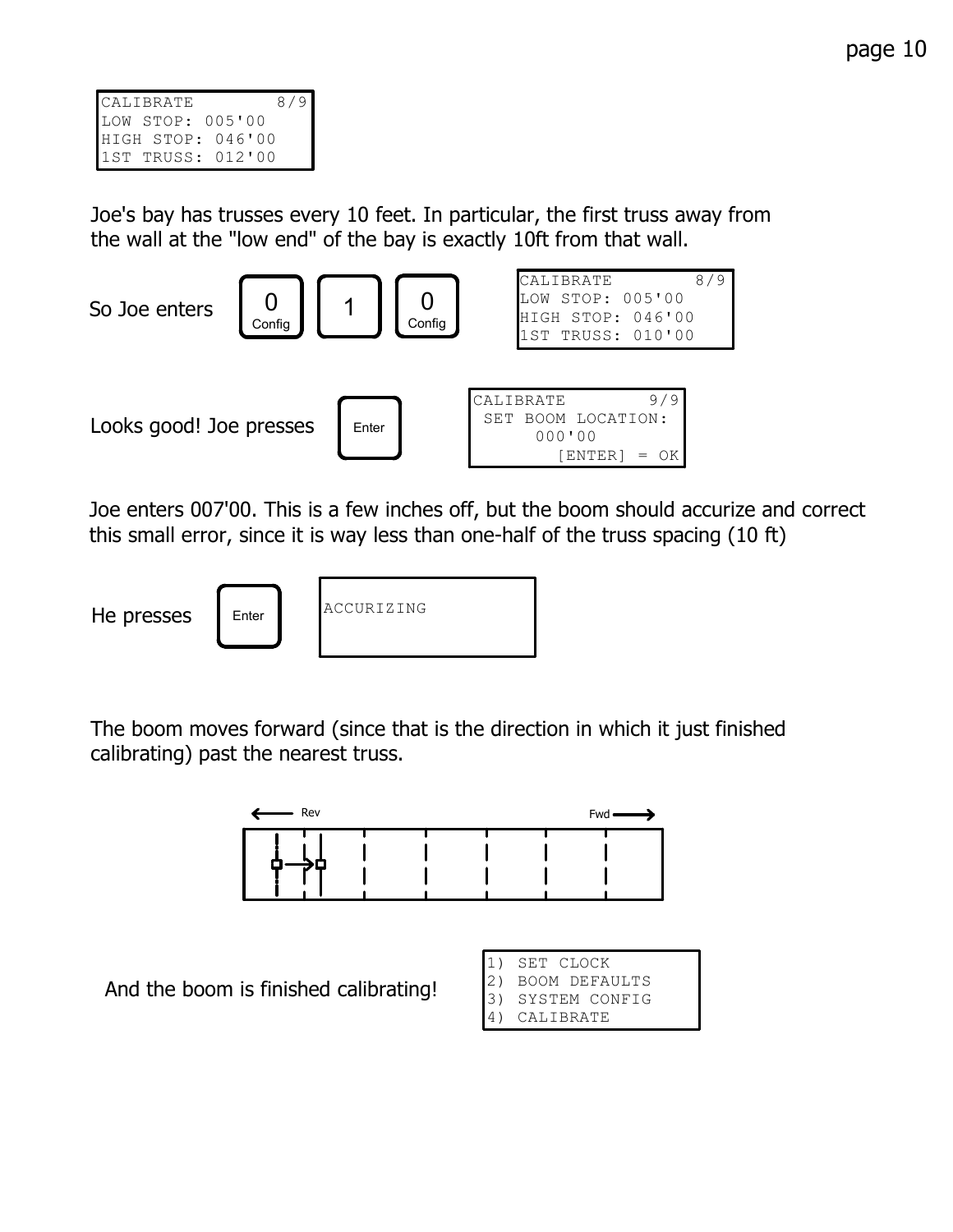```
CALIBRATE         8/9
LOW STOP: 005'00
HIGH STOP: 046'00
1ST TRUSS: 012'00
```

Joe's bay has trusses every 10 feet. In particular, the first truss away from the wall at the "low end" of the bay is exactly 10ft from that wall.

So Joe enters [0 Config] [1] [0 Config]

```
CALIBRATE         8/9
LOW STOP: 005'00
HIGH STOP: 046'00
1ST TRUSS: 010'00
```

Looks good! Joe presses [Enter]

```
CALIBRATE         9/9
 SET BOOM LOCATION:
      000'00
         [ENTER] = OK
```

Joe enters 007'00. This is a few inches off, but the boom should accurize and correct this small error, since it is way less than one-half of the truss spacing (10 ft)

He presses [Enter]

```
ACCURIZING
```

The boom moves forward (since that is the direction in which it just finished calibrating) past the nearest truss.

And the boom is finished calibrating!

```
1) SET CLOCK
2) BOOM DEFAULTS
3) SYSTEM CONFIG
4) CALIBRATE
```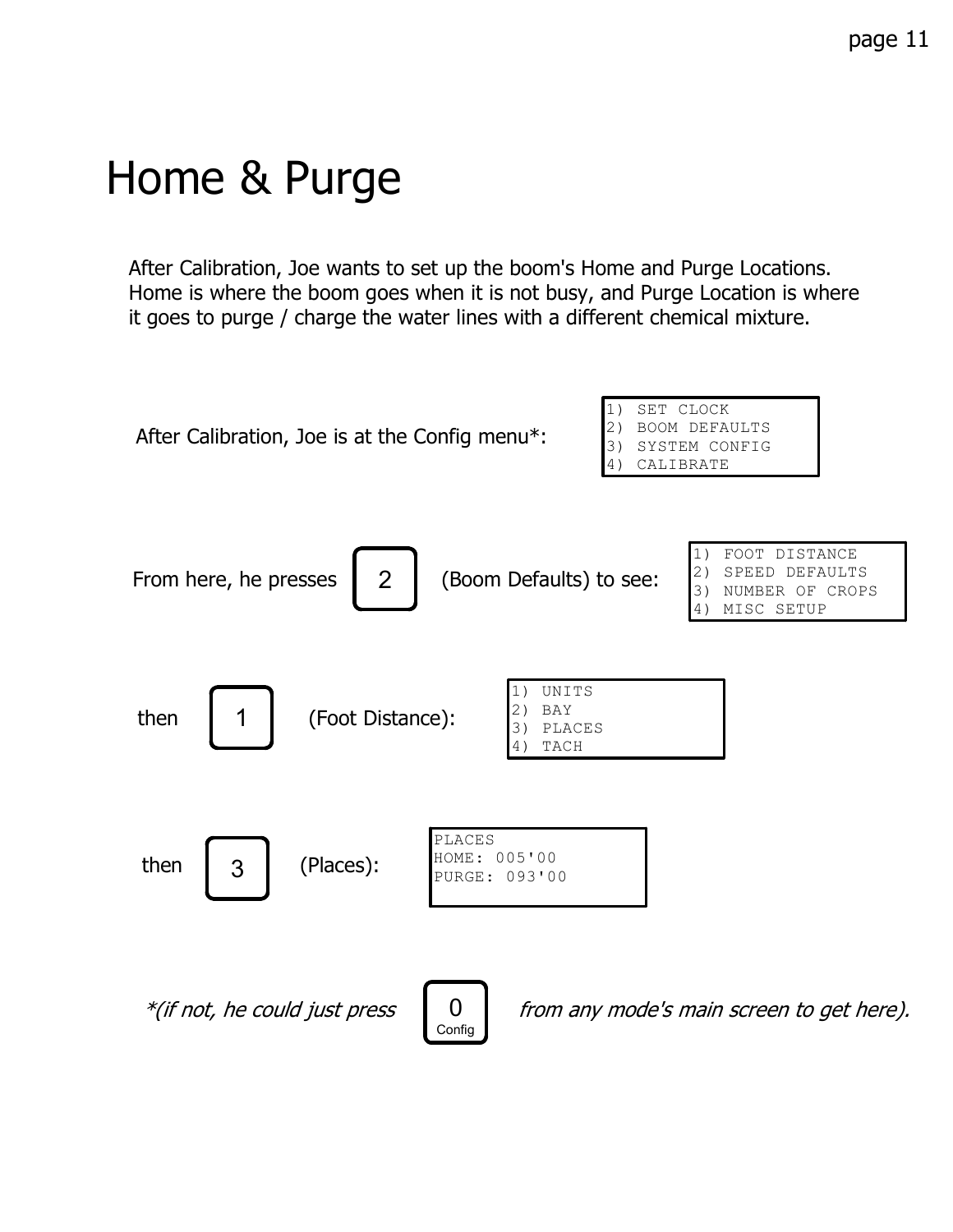# Home & Purge

After Calibration, Joe wants to set up the boom's Home and Purge Locations. Home is where the boom goes when it is not busy, and Purge Location is where it goes to purge / charge the water lines with a different chemical mixture.

After Calibration, Joe is at the Config menu*:

```
1) SET CLOCK
2) BOOM DEFAULTS
3) SYSTEM CONFIG
4) CALIBRATE
```

From here, he presses **2** (Boom Defaults) to see:

```
1) FOOT DISTANCE
2) SPEED DEFAULTS
3) NUMBER OF CROPS
4) MISC SETUP
```

then **1** (Foot Distance):

```
1) UNITS
2) BAY
3) PLACES
4) TACH
```

then **3** (Places):

```
PLACES
HOME: 005'00
PURGE: 093'00
```

*\*(if not, he could just press* **0 Config** *from any mode's main screen to get here).*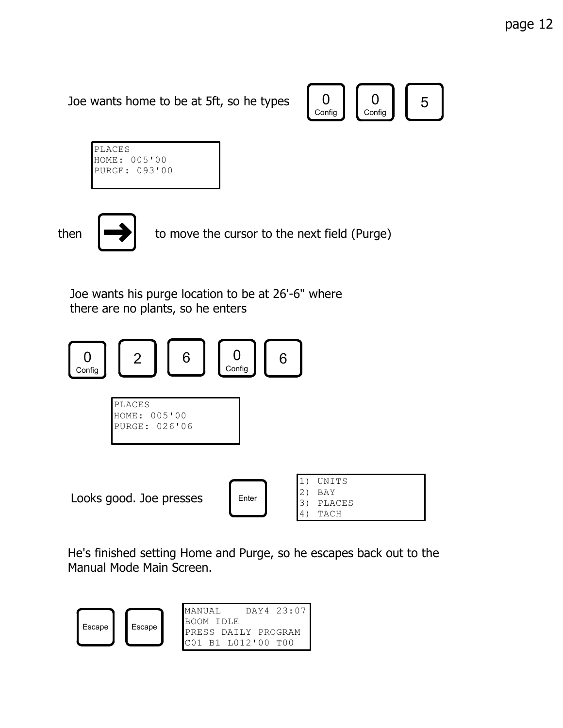Joe wants home to be at 5ft, so he types **[0 Config] [0 Config] [5]**

```
PLACES
HOME: 005'00
PURGE: 093'00
```

then **[→]** to move the cursor to the next field (Purge)

Joe wants his purge location to be at 26'-6" where there are no plants, so he enters

**[0 Config] [2] [6] [0 Config] [6]**

```
PLACES
HOME: 005'00
PURGE: 026'06
```

Looks good. Joe presses **[Enter]**

```
1) UNITS
2) BAY
3) PLACES
4) TACH
```

He's finished setting Home and Purge, so he escapes back out to the Manual Mode Main Screen.

**[Escape] [Escape]**

```
MANUAL    DAY4 23:07
BOOM IDLE
PRESS DAILY PROGRAM
C01 B1 L012'00 T00
```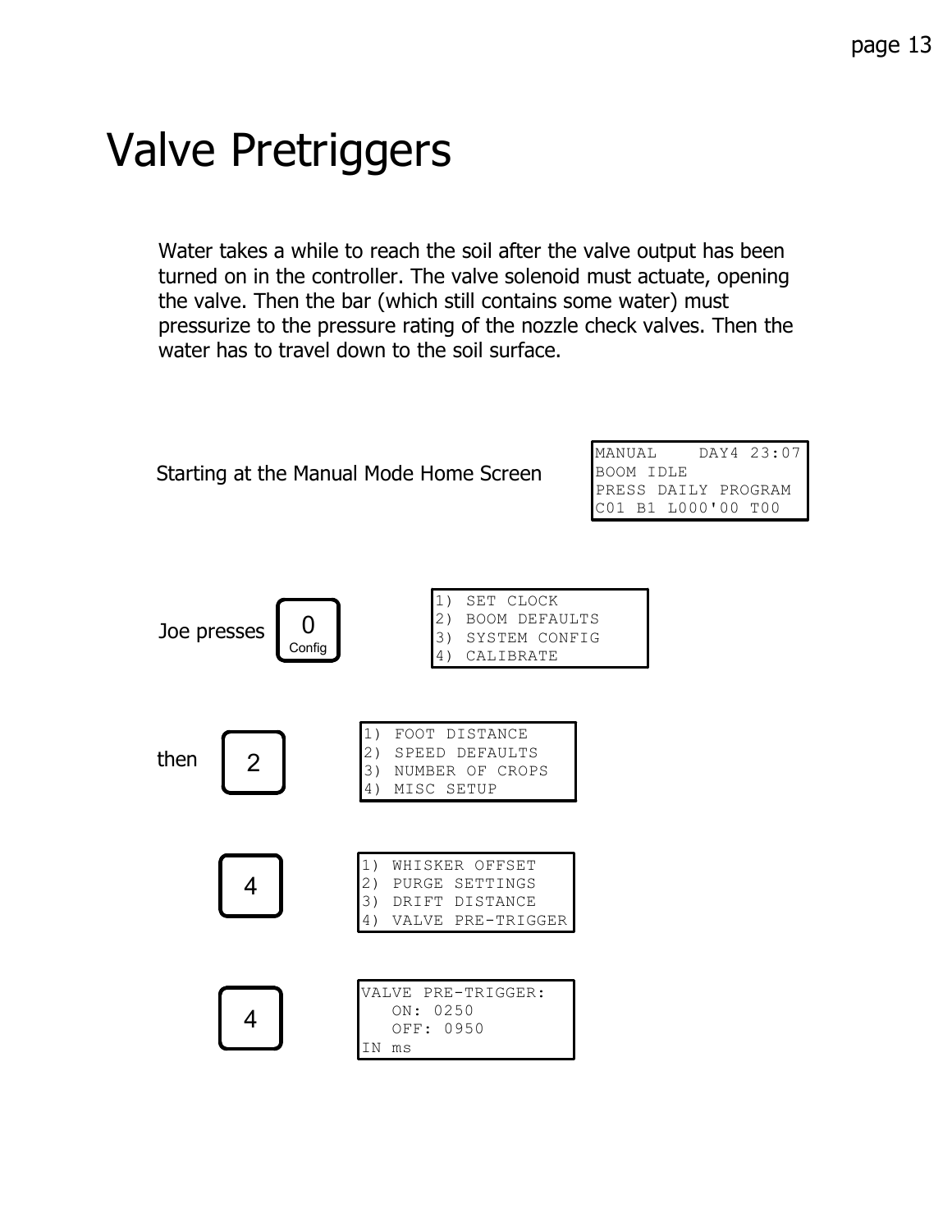# Valve Pretriggers

Water takes a while to reach the soil after the valve output has been turned on in the controller. The valve solenoid must actuate, opening the valve. Then the bar (which still contains some water) must pressurize to the pressure rating of the nozzle check valves. Then the water has to travel down to the soil surface.

Starting at the Manual Mode Home Screen

```
MANUAL    DAY4 23:07
BOOM IDLE
PRESS DAILY PROGRAM
C01 B1 L000'00 T00
```

Joe presses **0 Config**

```
1) SET CLOCK
2) BOOM DEFAULTS
3) SYSTEM CONFIG
4) CALIBRATE
```

then **2**

```
1) FOOT DISTANCE
2) SPEED DEFAULTS
3) NUMBER OF CROPS
4) MISC SETUP
```

**4**

```
1) WHISKER OFFSET
2) PURGE SETTINGS
3) DRIFT DISTANCE
4) VALVE PRE-TRIGGER
```

**4**

```
VALVE PRE-TRIGGER:
   ON: 0250
   OFF: 0950
IN ms
```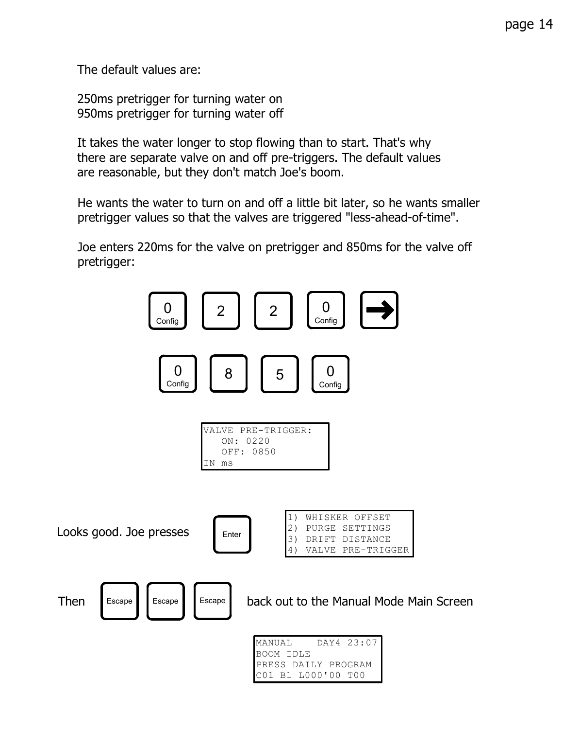The default values are:

250ms pretrigger for turning water on
950ms pretrigger for turning water off

It takes the water longer to stop flowing than to start. That's why there are separate valve on and off pre-triggers. The default values are reasonable, but they don't match Joe's boom.

He wants the water to turn on and off a little bit later, so he wants smaller pretrigger values so that the valves are triggered "less-ahead-of-time".

Joe enters 220ms for the valve on pretrigger and 850ms for the valve off pretrigger:

[0 Config] [2] [2] [0 Config] [→]

[0 Config] [8] [5] [0 Config]

```
VALVE PRE-TRIGGER:
   ON: 0220
   OFF: 0850
IN ms
```

Looks good. Joe presses [Enter]

```
1) WHISKER OFFSET
2) PURGE SETTINGS
3) DRIFT DISTANCE
4) VALVE PRE-TRIGGER
```

Then [Escape] [Escape] [Escape] back out to the Manual Mode Main Screen

```
MANUAL    DAY4 23:07
BOOM IDLE
PRESS DAILY PROGRAM
C01 B1 L000'00 T00
```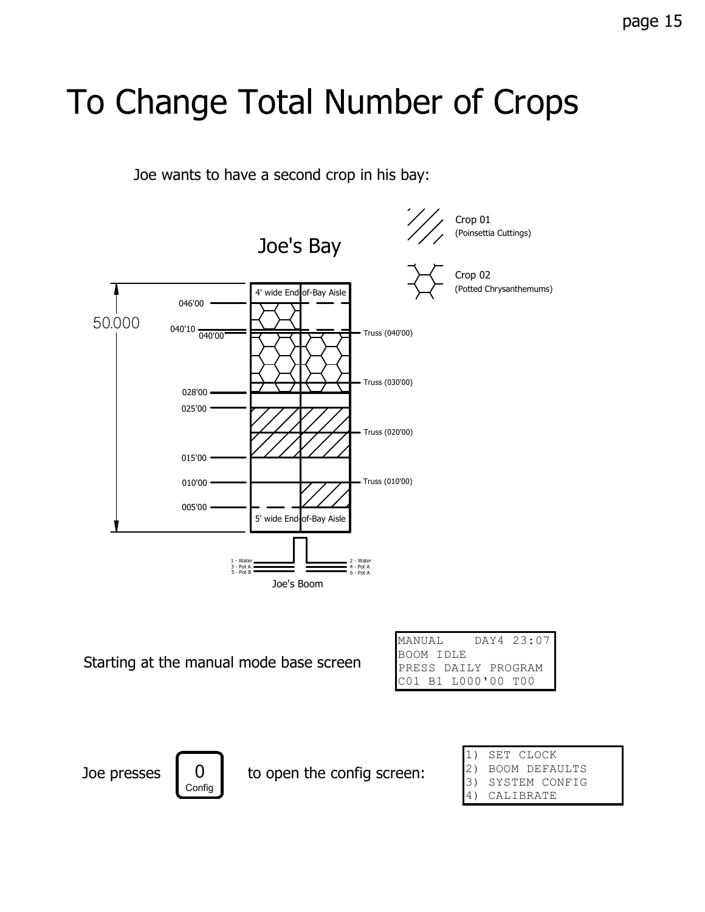# To Change Total Number of Crops

Joe wants to have a second crop in his bay:

Joe's Bay

Crop 01 (Poinsettia Cuttings)

Crop 02 (Potted Chrysanthemums)

50.000

4' wide End-of-Bay Aisle

046'00

040'10

040'00

Truss (040'00)

Truss (030'00)

028'00

025'00

Truss (020'00)

015'00

010'00

Truss (010'00)

005'00

5' wide End-of-Bay Aisle

1 - Water
3 - Pot A
5 - Pot B

2 - Water
4 - Pot A
6 - Pot A

Joe's Boom

Starting at the manual mode base screen

```
MANUAL    DAY4 23:07
BOOM IDLE
PRESS DAILY PROGRAM
C01 B1 L000'00 T00
```

Joe presses [0 Config] to open the config screen:

```
1) SET CLOCK
2) BOOM DEFAULTS
3) SYSTEM CONFIG
4) CALIBRATE
```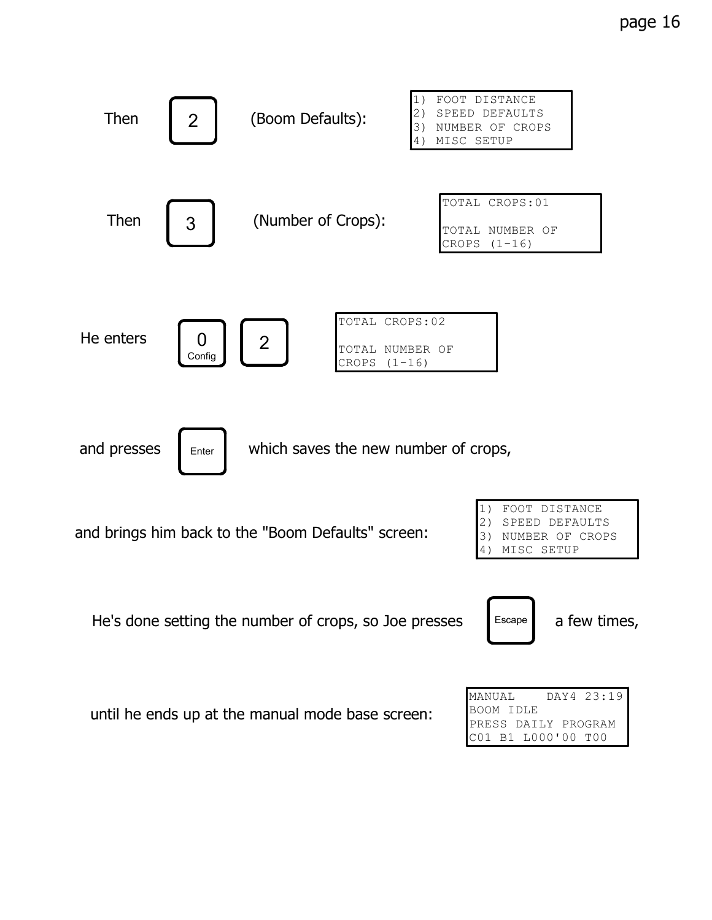Then **[2]** (Boom Defaults):

```
1) FOOT DISTANCE
2) SPEED DEFAULTS
3) NUMBER OF CROPS
4) MISC SETUP
```

Then **[3]** (Number of Crops):

```
TOTAL CROPS:01

TOTAL NUMBER OF
CROPS (1-16)
```

He enters **[0 Config]** **[2]**

```
TOTAL CROPS:02

TOTAL NUMBER OF
CROPS (1-16)
```

and presses **[Enter]** which saves the new number of crops,

and brings him back to the "Boom Defaults" screen:

```
1) FOOT DISTANCE
2) SPEED DEFAULTS
3) NUMBER OF CROPS
4) MISC SETUP
```

He's done setting the number of crops, so Joe presses **[Escape]** a few times,

until he ends up at the manual mode base screen:

```
MANUAL    DAY4 23:19
BOOM IDLE
PRESS DAILY PROGRAM
C01 B1 L000'00 T00
```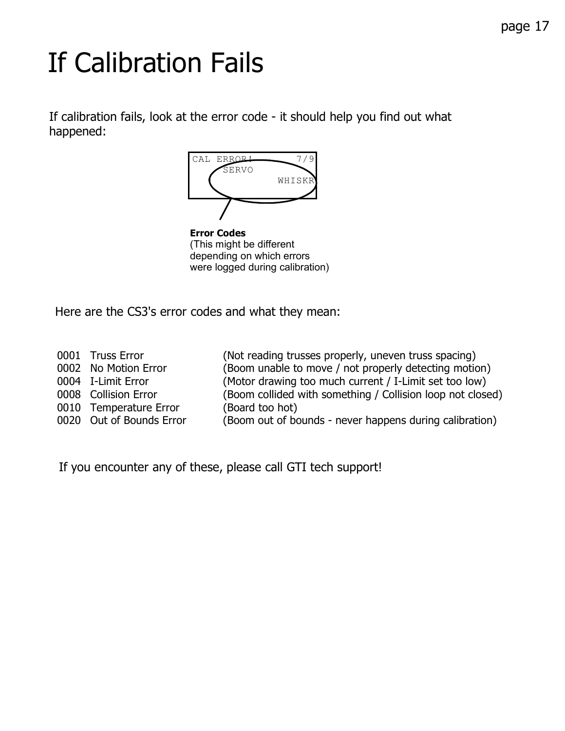# If Calibration Fails

If calibration fails, look at the error code - it should help you find out what happened:

```
CAL ERROR!      7/9
      SERVO
              WHISKR
```

**Error Codes**
(This might be different depending on which errors were logged during calibration)

Here are the CS3's error codes and what they mean:

| | | |
|---|---|---|
| 0001 | Truss Error | (Not reading trusses properly, uneven truss spacing) |
| 0002 | No Motion Error | (Boom unable to move / not properly detecting motion) |
| 0004 | I-Limit Error | (Motor drawing too much current / I-Limit set too low) |
| 0008 | Collision Error | (Boom collided with something / Collision loop not closed) |
| 0010 | Temperature Error | (Board too hot) |
| 0020 | Out of Bounds Error | (Boom out of bounds - never happens during calibration) |

If you encounter any of these, please call GTI tech support!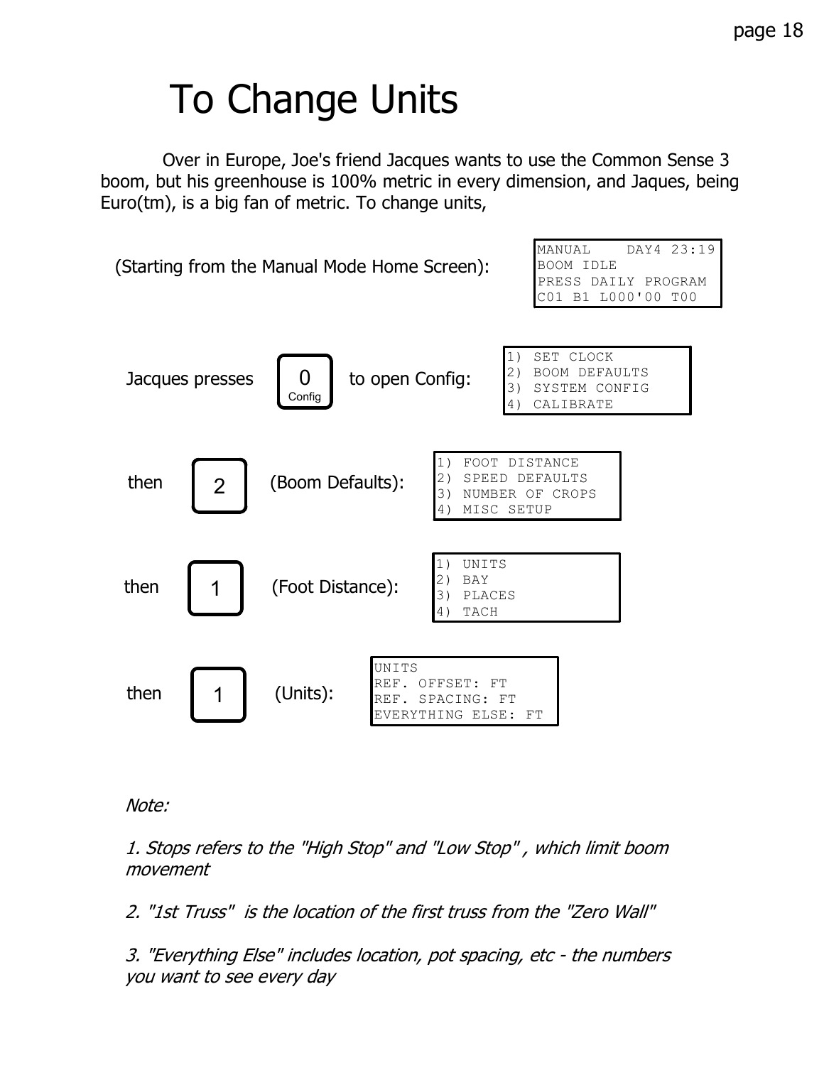# To Change Units

Over in Europe, Joe's friend Jacques wants to use the Common Sense 3 boom, but his greenhouse is 100% metric in every dimension, and Jaques, being Euro(tm), is a big fan of metric. To change units,

(Starting from the Manual Mode Home Screen):

```
MANUAL    DAY4 23:19
BOOM IDLE
PRESS DAILY PROGRAM
C01 B1 L000'00 T00
```

Jacques presses **0** (Config) to open Config:

```
1) SET CLOCK
2) BOOM DEFAULTS
3) SYSTEM CONFIG
4) CALIBRATE
```

then **2** (Boom Defaults):

```
1) FOOT DISTANCE
2) SPEED DEFAULTS
3) NUMBER OF CROPS
4) MISC SETUP
```

then **1** (Foot Distance):

```
1) UNITS
2) BAY
3) PLACES
4) TACH
```

then **1** (Units):

```
UNITS
REF. OFFSET: FT
REF. SPACING: FT
EVERYTHING ELSE: FT
```

*Note:*

*1. Stops refers to the "High Stop" and "Low Stop" , which limit boom movement*

*2. "1st Truss" is the location of the first truss from the "Zero Wall"*

*3. "Everything Else" includes location, pot spacing, etc - the numbers you want to see every day*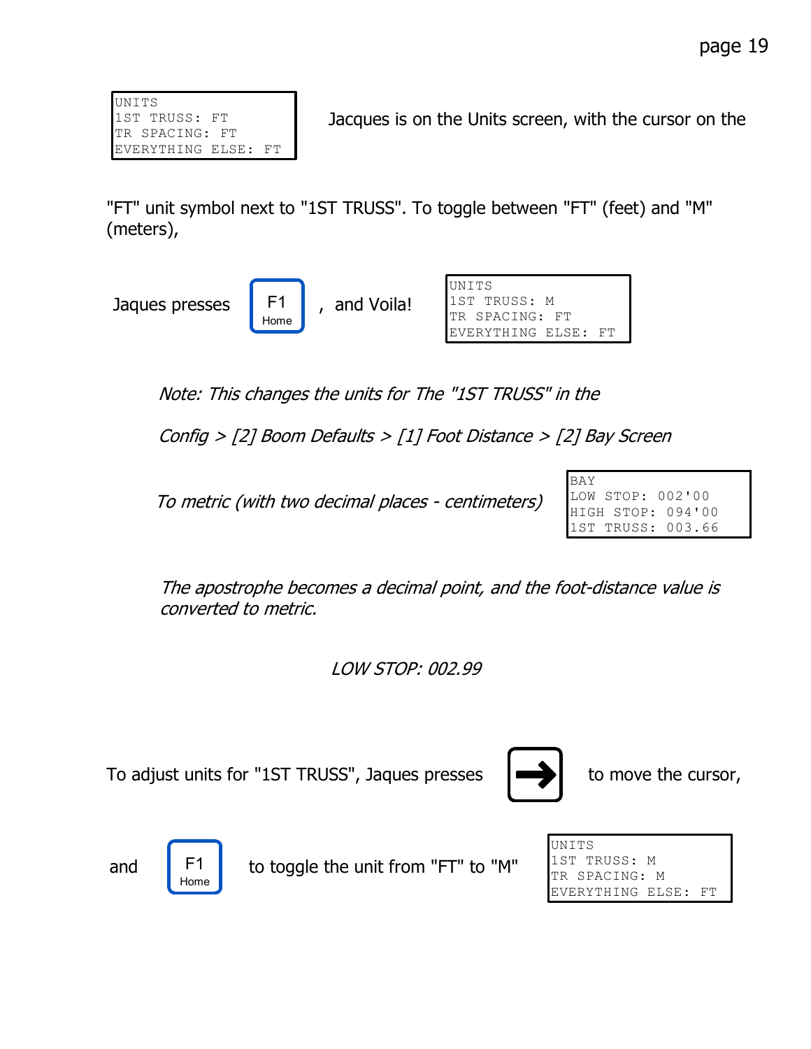```
UNITS
1ST TRUSS: FT
TR SPACING: FT
EVERYTHING ELSE: FT
```

Jacques is on the Units screen, with the cursor on the "FT" unit symbol next to "1ST TRUSS". To toggle between "FT" (feet) and "M" (meters),

Jaques presses **[F1 Home]**, and Voila!

```
UNITS
1ST TRUSS: M
TR SPACING: FT
EVERYTHING ELSE: FT
```

*Note: This changes the units for The "1ST TRUSS" in the*

*Config > [2] Boom Defaults > [1] Foot Distance > [2] Bay Screen*

*To metric (with two decimal places - centimeters)*

```
BAY
LOW STOP: 002'00
HIGH STOP: 094'00
1ST TRUSS: 003.66
```

*The apostrophe becomes a decimal point, and the foot-distance value is converted to metric.*

*LOW STOP: 002.99*

To adjust units for "1ST TRUSS", Jaques presses **[→]** to move the cursor,

and **[F1 Home]** to toggle the unit from "FT" to "M"

```
UNITS
1ST TRUSS: M
TR SPACING: M
EVERYTHING ELSE: FT
```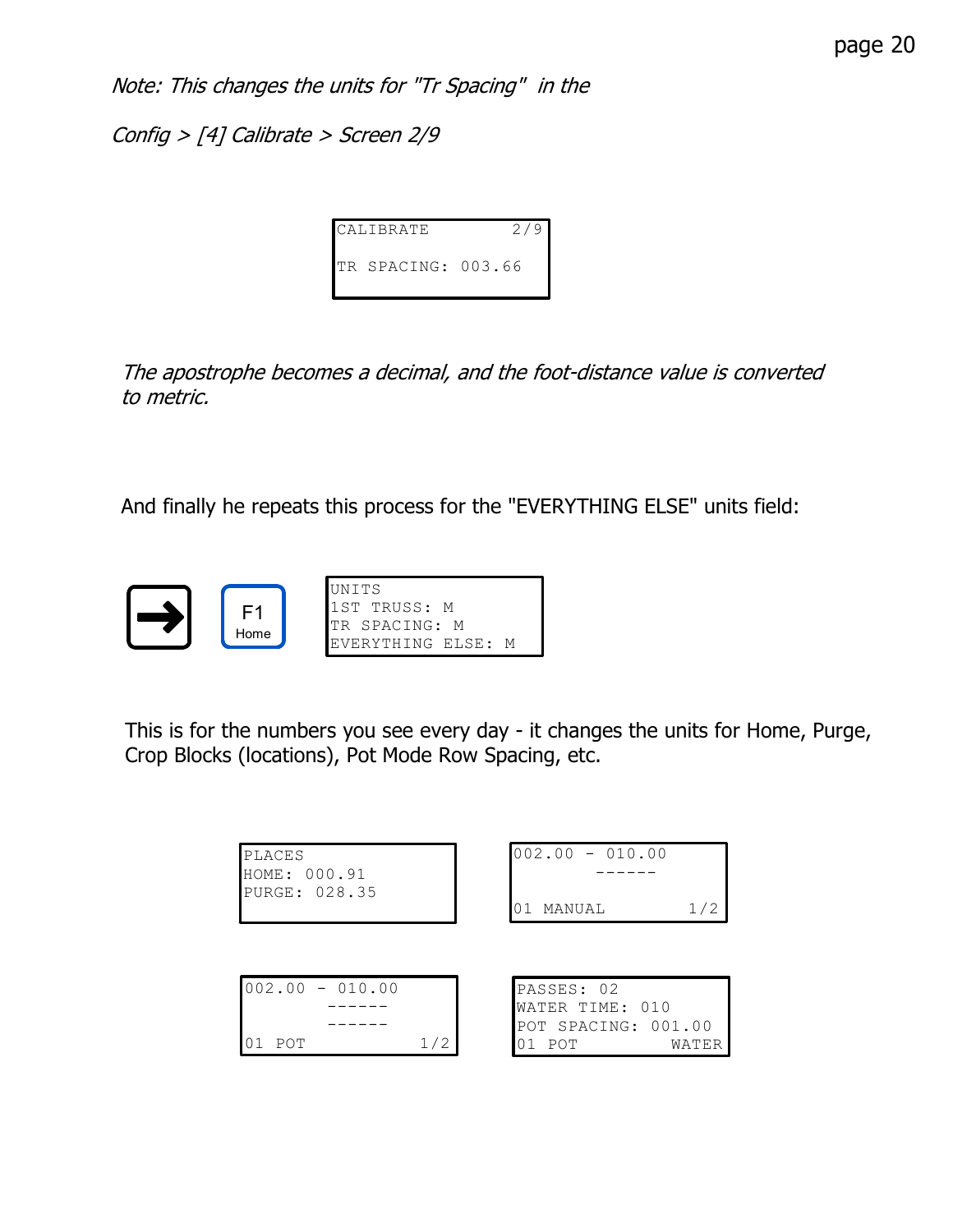*Note: This changes the units for "Tr Spacing" in the*

*Config > [4] Calibrate > Screen 2/9*

```
CALIBRATE          2/9

TR SPACING: 003.66
```

*The apostrophe becomes a decimal, and the foot-distance value is converted to metric.*

And finally he repeats this process for the "EVERYTHING ELSE" units field:

→ F1 Home

```
UNITS
1ST TRUSS: M
TR SPACING: M
EVERYTHING ELSE: M
```

This is for the numbers you see every day - it changes the units for Home, Purge, Crop Blocks (locations), Pot Mode Row Spacing, etc.

```
PLACES
HOME: 000.91
PURGE: 028.35
```

```
002.00 - 010.00
      ------

01 MANUAL       1/2
```

```
002.00 - 010.00
      ------
      ------
01 POT          1/2
```

```
PASSES: 02
WATER TIME: 010
POT SPACING: 001.00
01 POT         WATER
```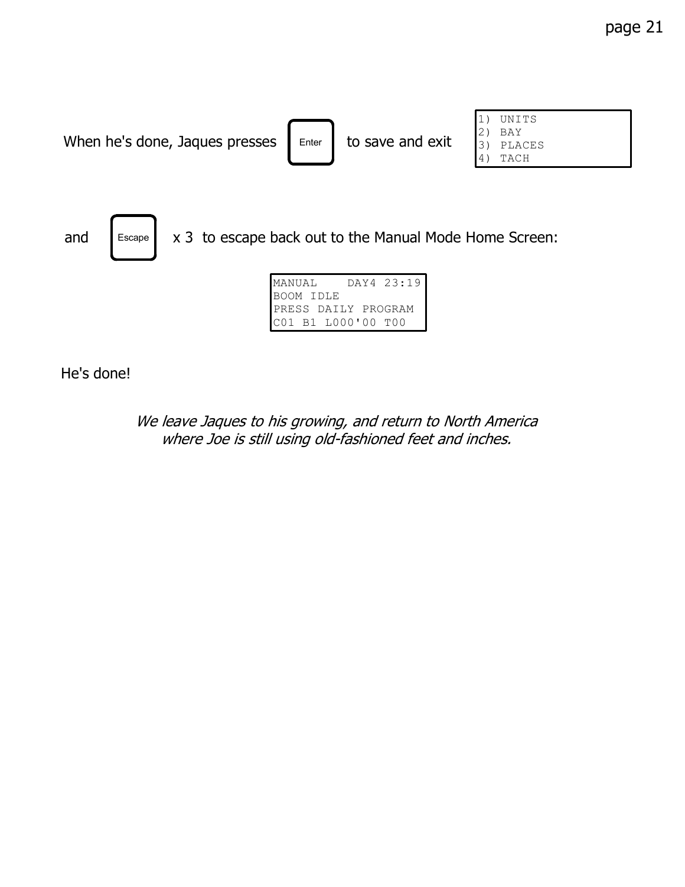When he's done, Jaques presses **[Enter]** to save and exit

```
1) UNITS
2) BAY
3) PLACES
4) TACH
```

and **[Escape]** x 3 to escape back out to the Manual Mode Home Screen:

```
MANUAL    DAY4 23:19
BOOM IDLE
PRESS DAILY PROGRAM
C01 B1 L000'00 T00
```

He's done!

*We leave Jaques to his growing, and return to North America where Joe is still using old-fashioned feet and inches.*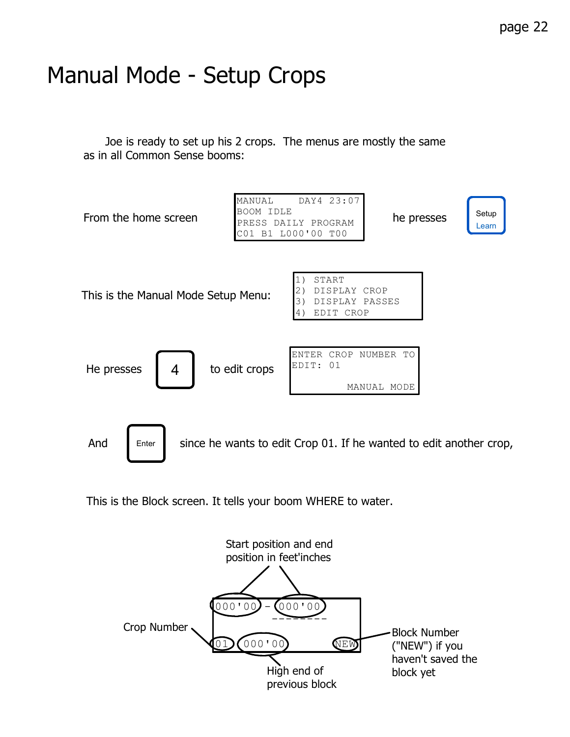# Manual Mode - Setup Crops

Joe is ready to set up his 2 crops. The menus are mostly the same as in all Common Sense booms:

From the home screen

```
MANUAL     DAY4 23:07
BOOM IDLE
PRESS DAILY PROGRAM
C01 B1 L000'00 T00
```

he presses **Setup / Learn**

This is the Manual Mode Setup Menu:

```
1) START
2) DISPLAY CROP
3) DISPLAY PASSES
4) EDIT CROP
```

He presses **4** to edit crops

```
ENTER CROP NUMBER TO
EDIT: 01

          MANUAL MODE
```

And **Enter** since he wants to edit Crop 01. If he wanted to edit another crop,

This is the Block screen. It tells your boom WHERE to water.

```
000'00 - 000'00
         -------
01 000'00       NEW
```

- Start position and end position in feet'inches
- Crop Number
- High end of previous block
- Block Number ("NEW") if you haven't saved the block yet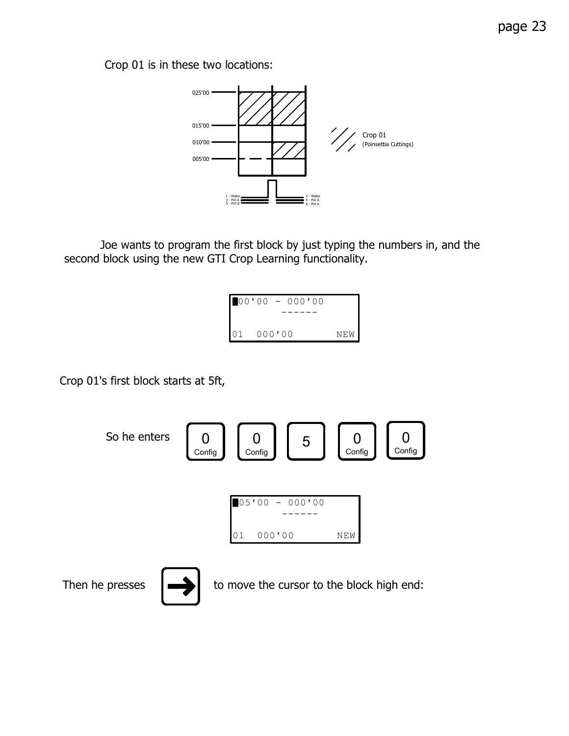Crop 01 is in these two locations:

Joe wants to program the first block by just typing the numbers in, and the second block using the new GTI Crop Learning functionality.

```
█00'00 - 000'00
         ------

01  000'00        NEW
```

Crop 01's first block starts at 5ft,

So he enters [0 Config] [0 Config] [5] [0 Config] [0 Config]

```
█05'00 - 000'00
         ------

01  000'00        NEW
```

Then he presses [→] to move the cursor to the block high end: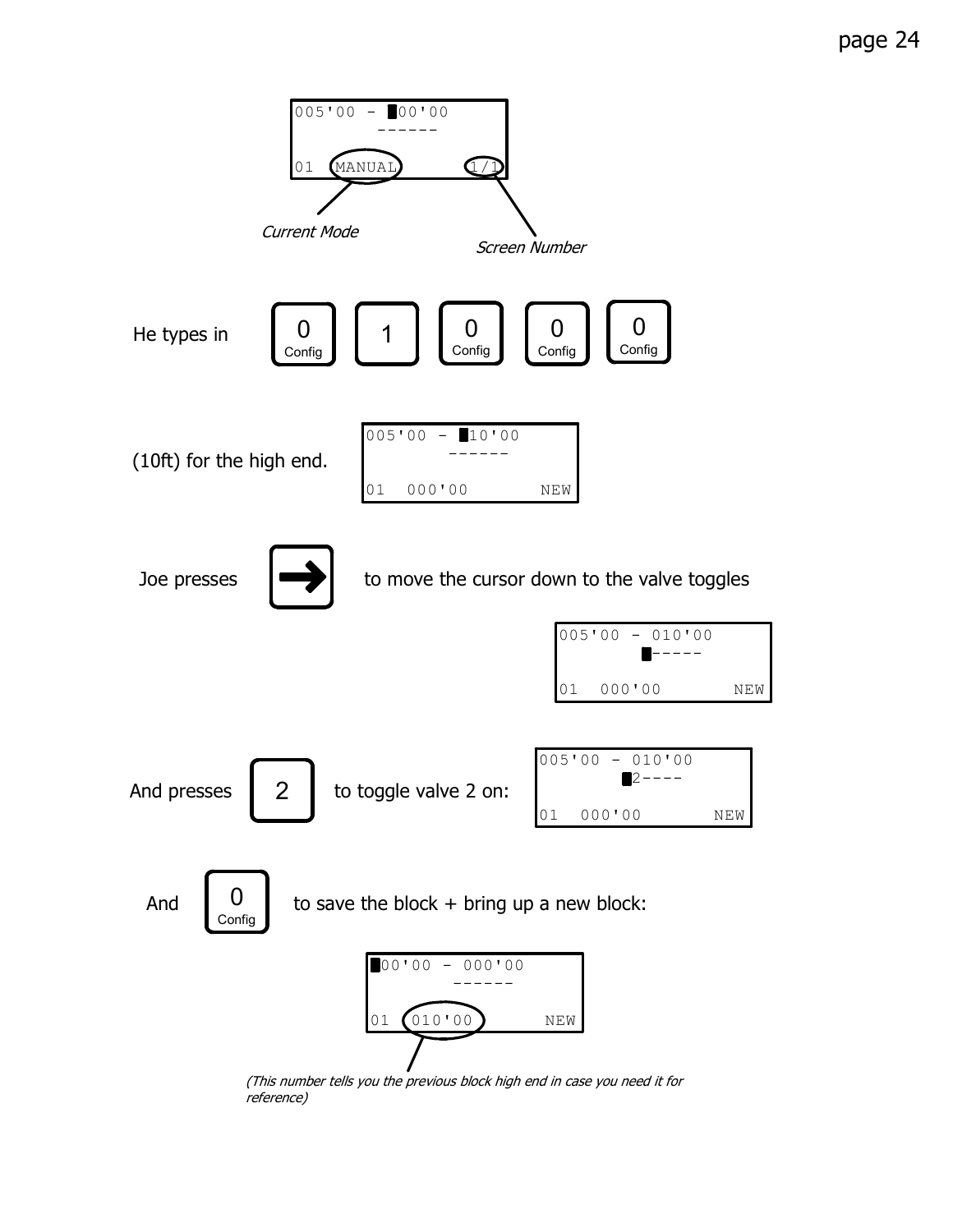```
005'00 - █00'00
       ------

01  MANUAL        1/1
```

*Current Mode*

*Screen Number*

He types in [0 Config] [1] [0 Config] [0 Config] [0 Config]

(10ft) for the high end.

```
005'00 - █10'00
       ------

01  000'00        NEW
```

Joe presses [→] to move the cursor down to the valve toggles

```
005'00 - 010'00
       █-----

01  000'00        NEW
```

And presses [2] to toggle valve 2 on:

```
005'00 - 010'00
       █2----

01  000'00        NEW
```

And [0 Config] to save the block + bring up a new block:

```
█00'00 - 000'00
       ------

01  010'00        NEW
```

*(This number tells you the previous block high end in case you need it for reference)*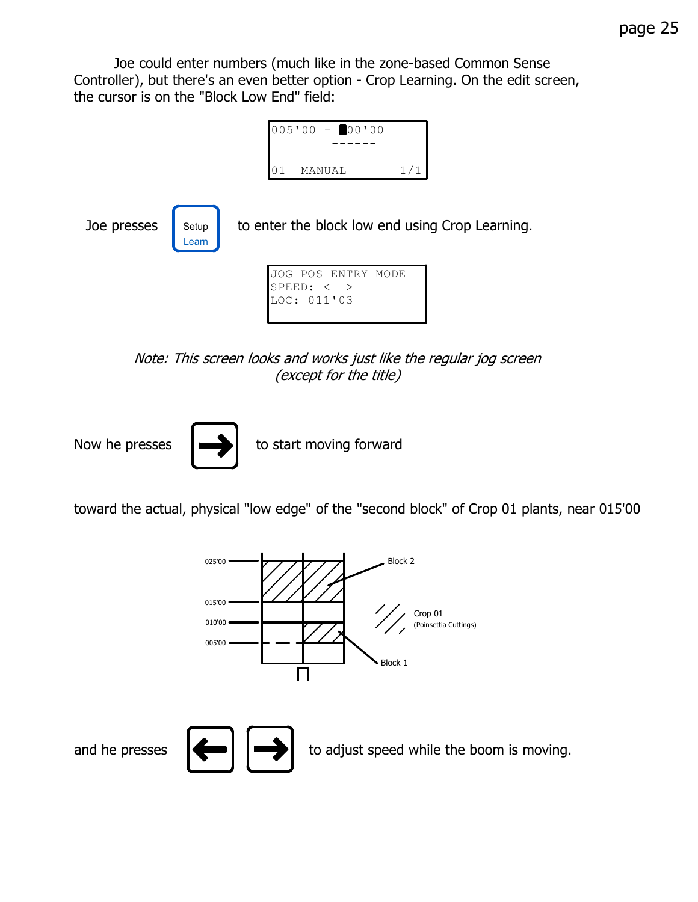Joe could enter numbers (much like in the zone-based Common Sense Controller), but there's an even better option - Crop Learning. On the edit screen, the cursor is on the "Block Low End" field:

```
005'00 - █00'00
         ------

01  MANUAL       1/1
```

Joe presses [Setup / Learn] to enter the block low end using Crop Learning.

```
JOG POS ENTRY MODE
SPEED: <  >
LOC: 011'03
```

*Note: This screen looks and works just like the regular jog screen (except for the title)*

Now he presses [→] to start moving forward

toward the actual, physical "low edge" of the "second block" of Crop 01 plants, near 015'00

025'00
015'00
010'00
005'00

Block 2

Crop 01
(Poinsettia Cuttings)

Block 1

and he presses [←] [→] to adjust speed while the boom is moving.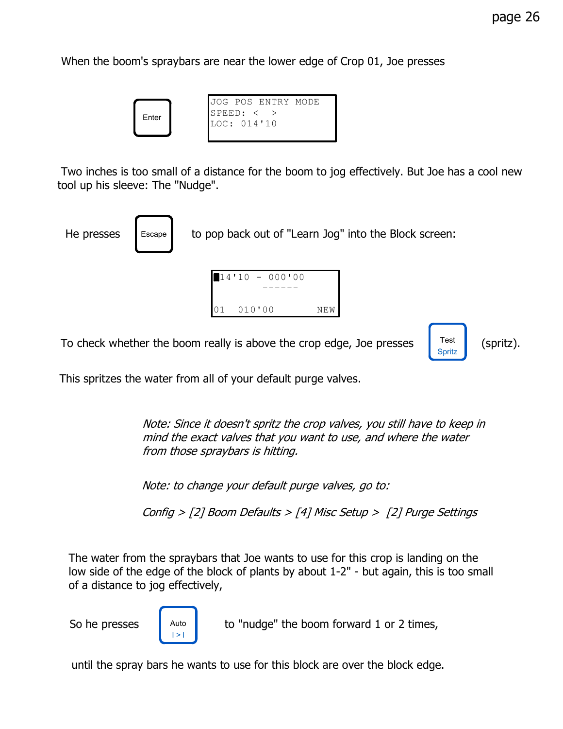When the boom's spraybars are near the lower edge of Crop 01, Joe presses

[Enter]

```
JOG POS ENTRY MODE
SPEED: <  >
LOC: 014'10
```

Two inches is too small of a distance for the boom to jog effectively. But Joe has a cool new tool up his sleeve: The "Nudge".

He presses [Escape] to pop back out of "Learn Jog" into the Block screen:

```
█14'10 - 000'00
        ------

01  010'00        NEW
```

To check whether the boom really is above the crop edge, Joe presses [Test Spritz] (spritz).

This spritzes the water from all of your default purge valves.

*Note: Since it doesn't spritz the crop valves, you still have to keep in mind the exact valves that you want to use, and where the water from those spraybars is hitting.*

*Note: to change your default purge valves, go to:*

*Config > [2] Boom Defaults > [4] Misc Setup > [2] Purge Settings*

The water from the spraybars that Joe wants to use for this crop is landing on the low side of the edge of the block of plants by about 1-2" - but again, this is too small of a distance to jog effectively,

So he presses [Auto |>|] to "nudge" the boom forward 1 or 2 times,

until the spray bars he wants to use for this block are over the block edge.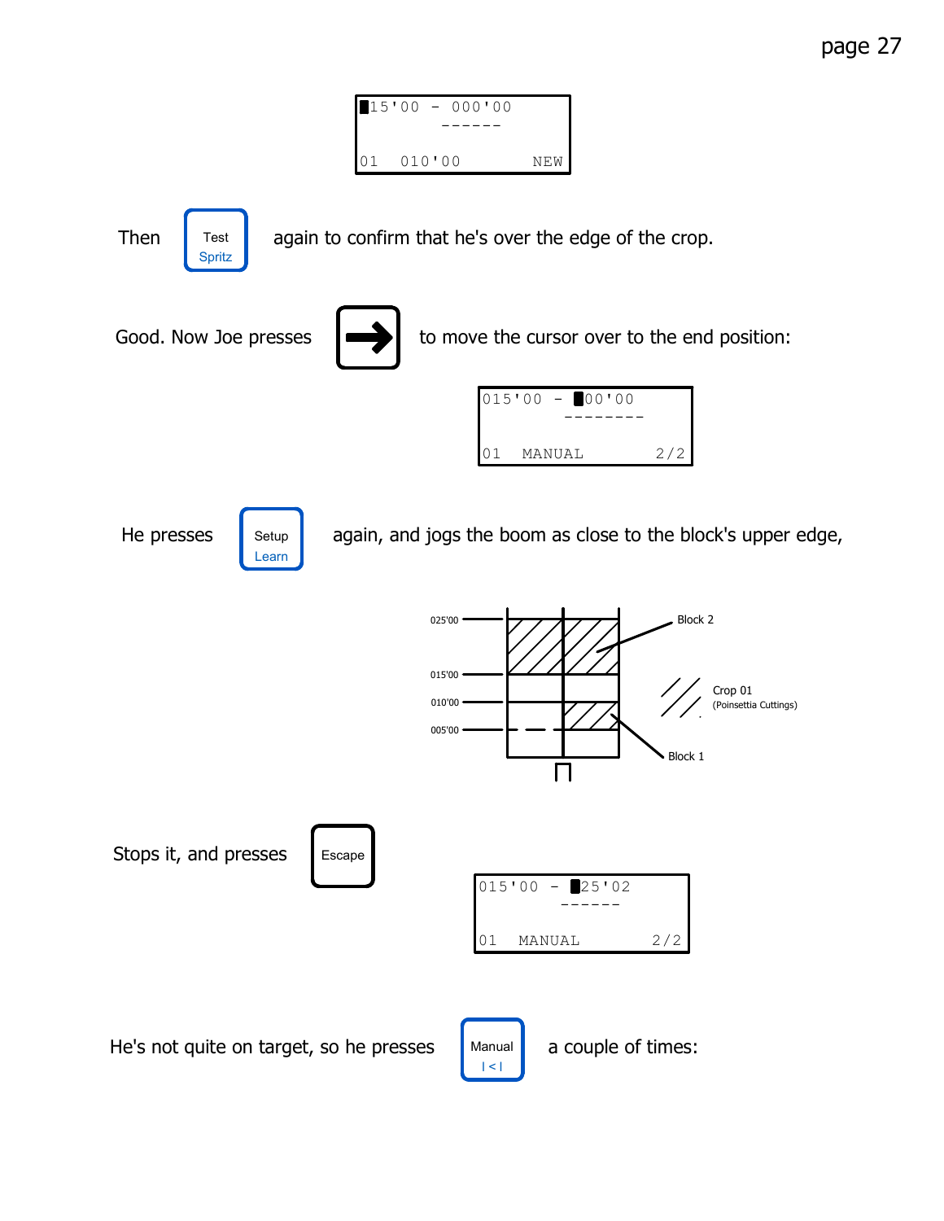```
█15'00 - 000'00
   ------
01  010'00        NEW
```

Then **Test Spritz** again to confirm that he's over the edge of the crop.

Good. Now Joe presses **→** to move the cursor over to the end position:

```
015'00 - █00'00
         --------
01  MANUAL        2/2
```

He presses **Setup Learn** again, and jogs the boom as close to the block's upper edge,

025'00
015'00
010'00
005'00

Block 2

Crop 01
(Poinsettia Cuttings)

Block 1

Stops it, and presses **Escape**

```
015'00 - █25'02
         ------
01  MANUAL        2/2
```

He's not quite on target, so he presses **Manual |<|** a couple of times: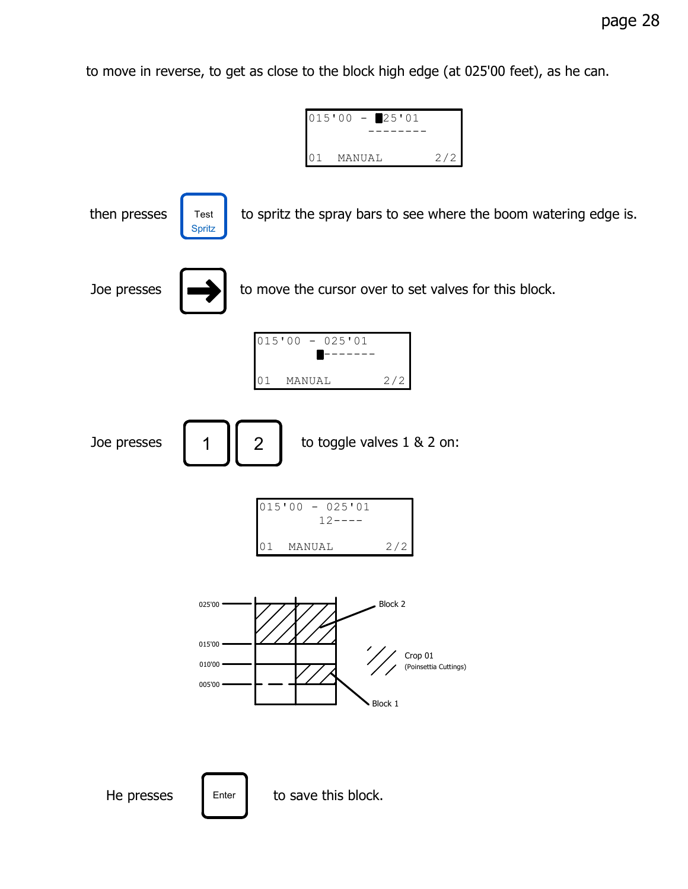to move in reverse, to get as close to the block high edge (at 025'00 feet), as he can.

```
015'00 - █25'01
          --------

01  MANUAL       2/2
```

then presses **Test Spritz** to spritz the spray bars to see where the boom watering edge is.

Joe presses **➔** to move the cursor over to set valves for this block.

```
015'00 - 025'01
        █-------

01  MANUAL       2/2
```

Joe presses **1** **2** to toggle valves 1 & 2 on:

```
015'00 - 025'01
        12----

01  MANUAL       2/2
```

025'00
015'00
010'00
005'00

Block 2

Crop 01
(Poinsettia Cuttings)

Block 1

He presses **Enter** to save this block.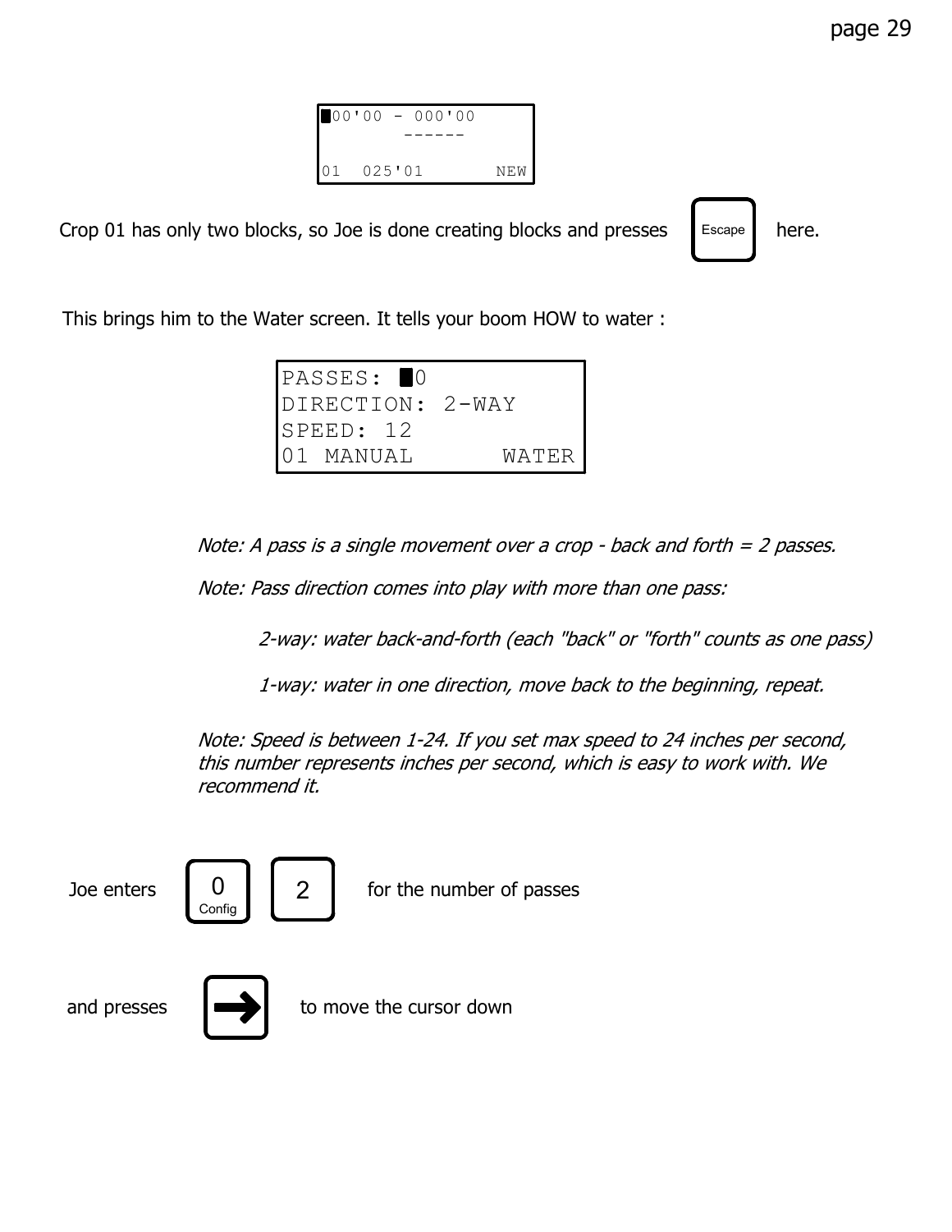```
█00'00 - 000'00
       ------

01  025'01       NEW
```

Crop 01 has only two blocks, so Joe is done creating blocks and presses [Escape] here.

This brings him to the Water screen. It tells your boom HOW to water :

```
PASSES: █0
DIRECTION: 2-WAY
SPEED: 12
01 MANUAL       WATER
```

*Note: A pass is a single movement over a crop - back and forth = 2 passes.*

*Note: Pass direction comes into play with more than one pass:*

> *2-way: water back-and-forth (each "back" or "forth" counts as one pass)*
>
> *1-way: water in one direction, move back to the beginning, repeat.*

*Note: Speed is between 1-24. If you set max speed to 24 inches per second, this number represents inches per second, which is easy to work with. We recommend it.*

Joe enters [0 Config] [2] for the number of passes

and presses [→] to move the cursor down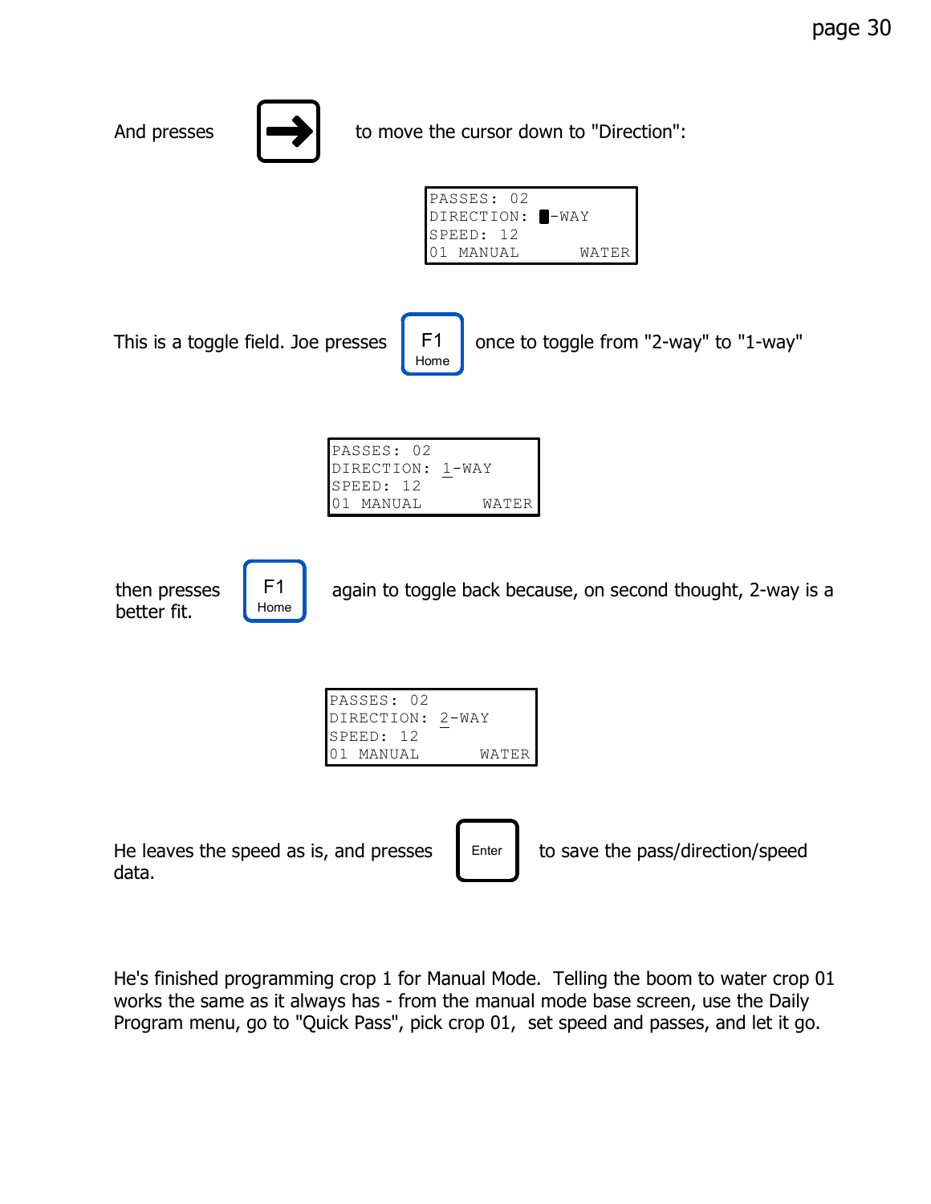And presses [→] to move the cursor down to "Direction":

```
PASSES: 02
DIRECTION: █-WAY
SPEED: 12
01 MANUAL       WATER
```

This is a toggle field. Joe presses [F1 Home] once to toggle from "2-way" to "1-way"

```
PASSES: 02
DIRECTION: 1-WAY
SPEED: 12
01 MANUAL       WATER
```

then presses [F1 Home] again to toggle back because, on second thought, 2-way is a better fit.

```
PASSES: 02
DIRECTION: 2-WAY
SPEED: 12
01 MANUAL       WATER
```

He leaves the speed as is, and presses [Enter] to save the pass/direction/speed data.

He's finished programming crop 1 for Manual Mode. Telling the boom to water crop 01 works the same as it always has - from the manual mode base screen, use the Daily Program menu, go to "Quick Pass", pick crop 01, set speed and passes, and let it go.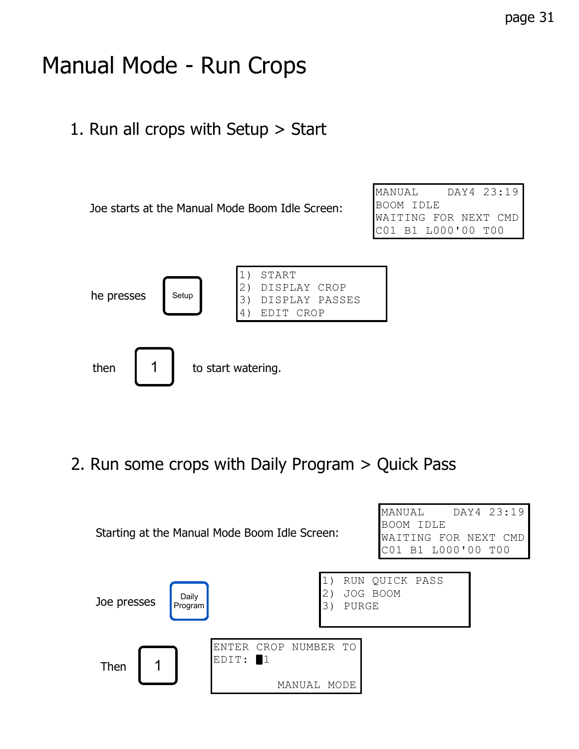# Manual Mode - Run Crops

## 1. Run all crops with Setup > Start

Joe starts at the Manual Mode Boom Idle Screen:

```
MANUAL    DAY4 23:19
BOOM IDLE
WAITING FOR NEXT CMD
C01 B1 L000'00 T00
```

he presses **Setup**

```
1) START
2) DISPLAY CROP
3) DISPLAY PASSES
4) EDIT CROP
```

then **1** to start watering.

## 2. Run some crops with Daily Program > Quick Pass

Starting at the Manual Mode Boom Idle Screen:

```
MANUAL    DAY4 23:19
BOOM IDLE
WAITING FOR NEXT CMD
C01 B1 L000'00 T00
```

Joe presses **Daily Program**

```
1) RUN QUICK PASS
2) JOG BOOM
3) PURGE
```

Then **1**

```
ENTER CROP NUMBER TO
EDIT: █1

         MANUAL MODE
```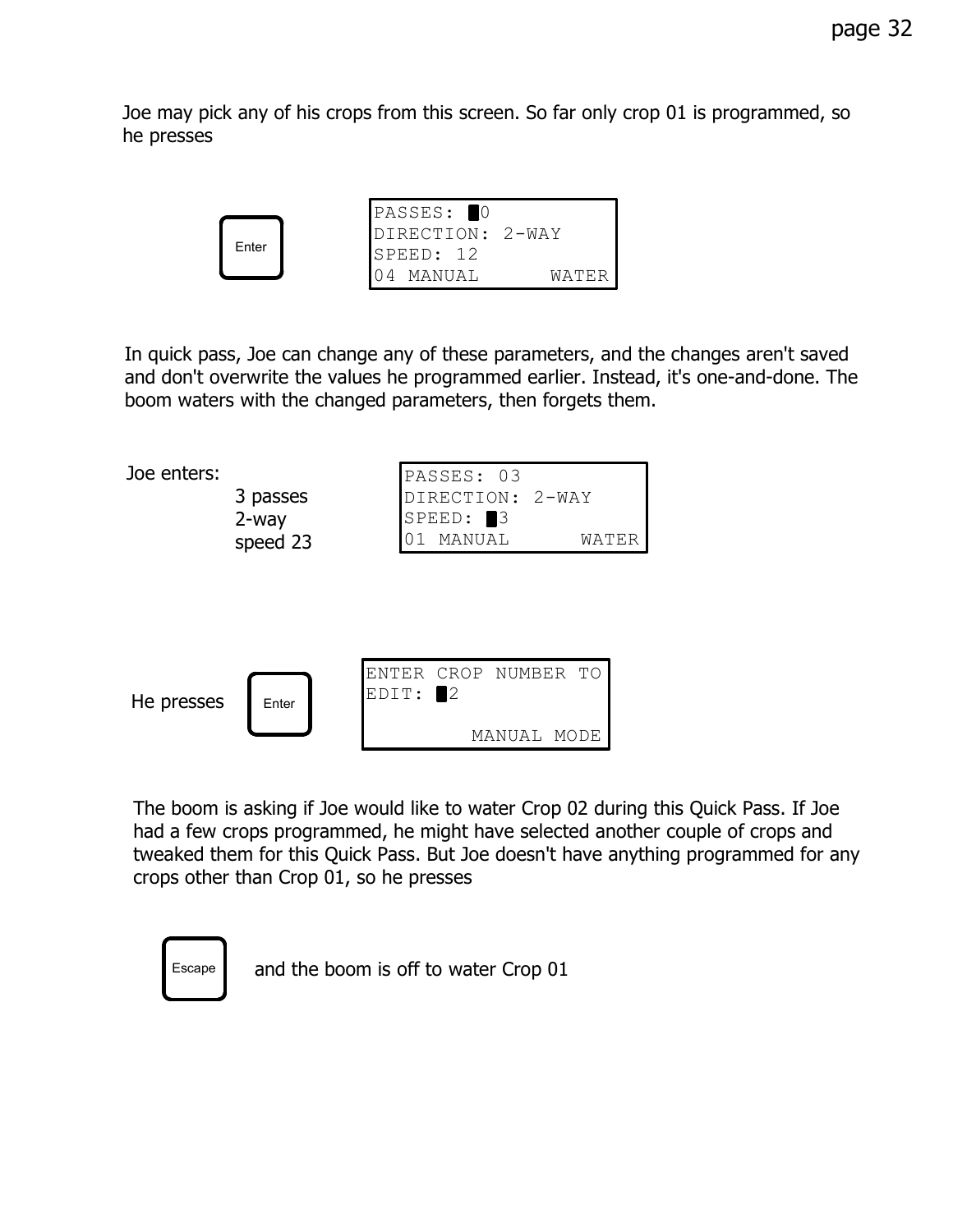Joe may pick any of his crops from this screen. So far only crop 01 is programmed, so he presses

Enter

```
PASSES: █0
DIRECTION: 2-WAY
SPEED: 12
04 MANUAL      WATER
```

In quick pass, Joe can change any of these parameters, and the changes aren't saved and don't overwrite the values he programmed earlier. Instead, it's one-and-done. The boom waters with the changed parameters, then forgets them.

Joe enters:

- 3 passes
- 2-way
- speed 23

```
PASSES: 03
DIRECTION: 2-WAY
SPEED: █3
01 MANUAL      WATER
```

He presses Enter

```
ENTER CROP NUMBER TO
EDIT: █2

          MANUAL MODE
```

The boom is asking if Joe would like to water Crop 02 during this Quick Pass. If Joe had a few crops programmed, he might have selected another couple of crops and tweaked them for this Quick Pass. But Joe doesn't have anything programmed for any crops other than Crop 01, so he presses

Escape and the boom is off to water Crop 01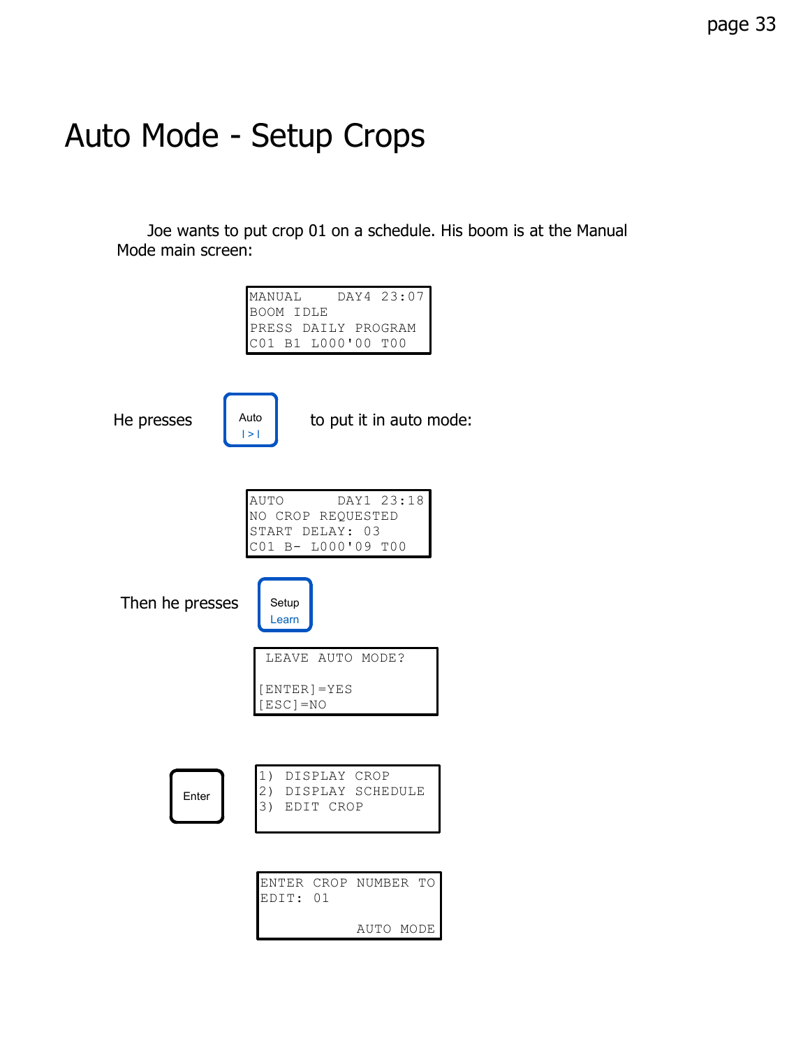# Auto Mode - Setup Crops

Joe wants to put crop 01 on a schedule. His boom is at the Manual Mode main screen:

```
MANUAL    DAY4 23:07
BOOM IDLE
PRESS DAILY PROGRAM
C01 B1 L000'00 T00
```

He presses **Auto |>|** to put it in auto mode:

```
AUTO      DAY1 23:18
NO CROP REQUESTED
START DELAY: 03
C01 B- L000'09 T00
```

Then he presses **Setup Learn**

```
 LEAVE AUTO MODE?

[ENTER]=YES
[ESC]=NO
```

**Enter**

```
1) DISPLAY CROP
2) DISPLAY SCHEDULE
3) EDIT CROP
```

```
ENTER CROP NUMBER TO
EDIT: 01

           AUTO MODE
```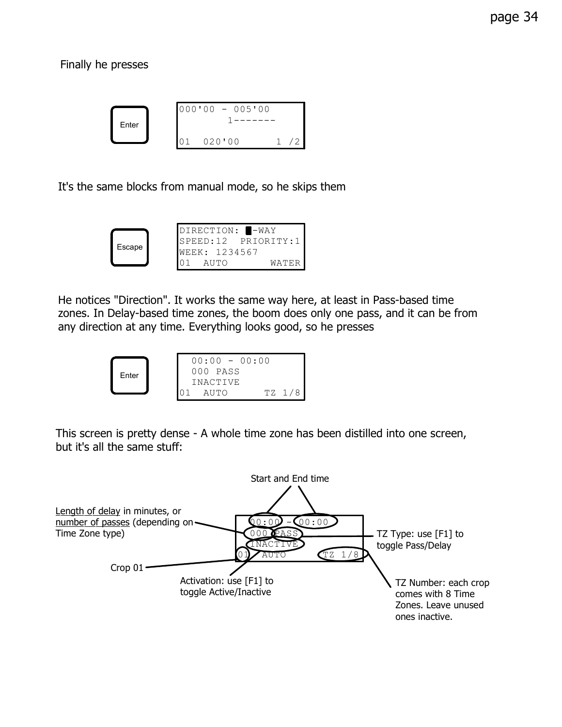Finally he presses

**Enter**

```
000'00 - 005'00
        1-------

01  020'00      1 /2
```

It's the same blocks from manual mode, so he skips them

**Escape**

```
DIRECTION: █-WAY
SPEED:12  PRIORITY:1
WEEK: 1234567
01  AUTO       WATER
```

He notices "Direction". It works the same way here, at least in Pass-based time zones. In Delay-based time zones, the boom does only one pass, and it can be from any direction at any time. Everything looks good, so he presses

**Enter**

```
  00:00 - 00:00
  000 PASS
  INACTIVE
01  AUTO      TZ 1/8
```

This screen is pretty dense - A whole time zone has been distilled into one screen, but it's all the same stuff:

```
  00:00 - 00:00
  000 PASS
  INACTIVE
01  AUTO      TZ 1/8
```

- Start and End time
- Length of delay in minutes, or number of passes (depending on Time Zone type)
- TZ Type: use [F1] to toggle Pass/Delay
- Activation: use [F1] to toggle Active/Inactive
- Crop 01
- TZ Number: each crop comes with 8 Time Zones. Leave unused ones inactive.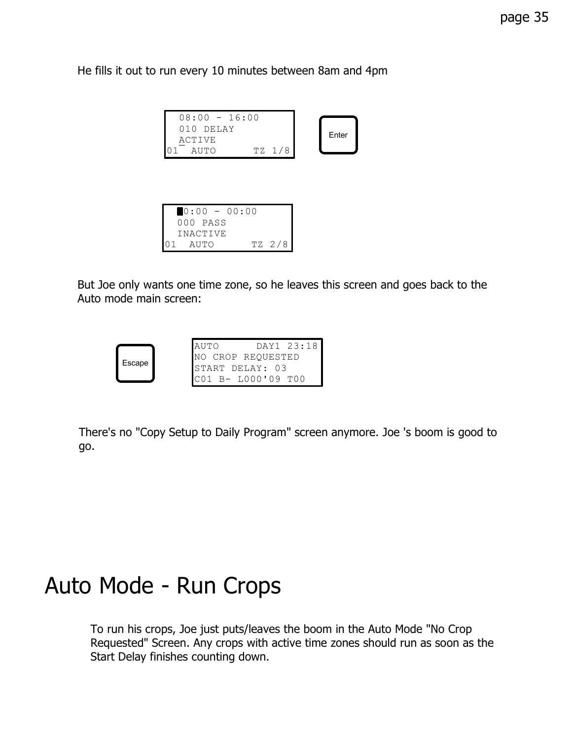He fills it out to run every 10 minutes between 8am and 4pm

```
  08:00 - 16:00
  010 DELAY
  ACTIVE
01  AUTO      TZ 1/8
```

Enter

```
  █0:00 - 00:00
  000 PASS
  INACTIVE
01  AUTO      TZ 2/8
```

But Joe only wants one time zone, so he leaves this screen and goes back to the Auto mode main screen:

Escape

```
AUTO       DAY1 23:18
NO CROP REQUESTED
START DELAY: 03
C01 B- L000'09 T00
```

There's no "Copy Setup to Daily Program" screen anymore. Joe 's boom is good to go.

# Auto Mode - Run Crops

To run his crops, Joe just puts/leaves the boom in the Auto Mode "No Crop Requested" Screen. Any crops with active time zones should run as soon as the Start Delay finishes counting down.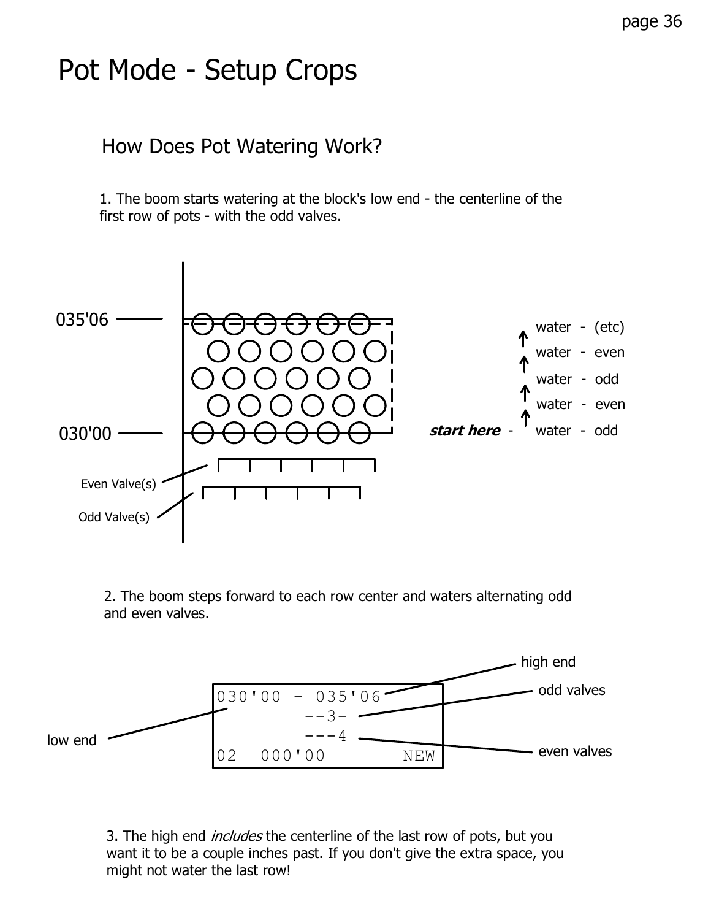# Pot Mode - Setup Crops

## How Does Pot Watering Work?

1. The boom starts watering at the block's low end - the centerline of the first row of pots - with the odd valves.

035'06

030'00

Even Valve(s)

Odd Valve(s)

water - (etc)

water - even

water - odd

water - even

***start here*** - water - odd

2. The boom steps forward to each row center and waters alternating odd and even valves.

```
030'00 - 035'06
         --3-
         ---4
02  000'00      NEW
```

high end

odd valves

low end

even valves

3. The high end *includes* the centerline of the last row of pots, but you want it to be a couple inches past. If you don't give the extra space, you might not water the last row!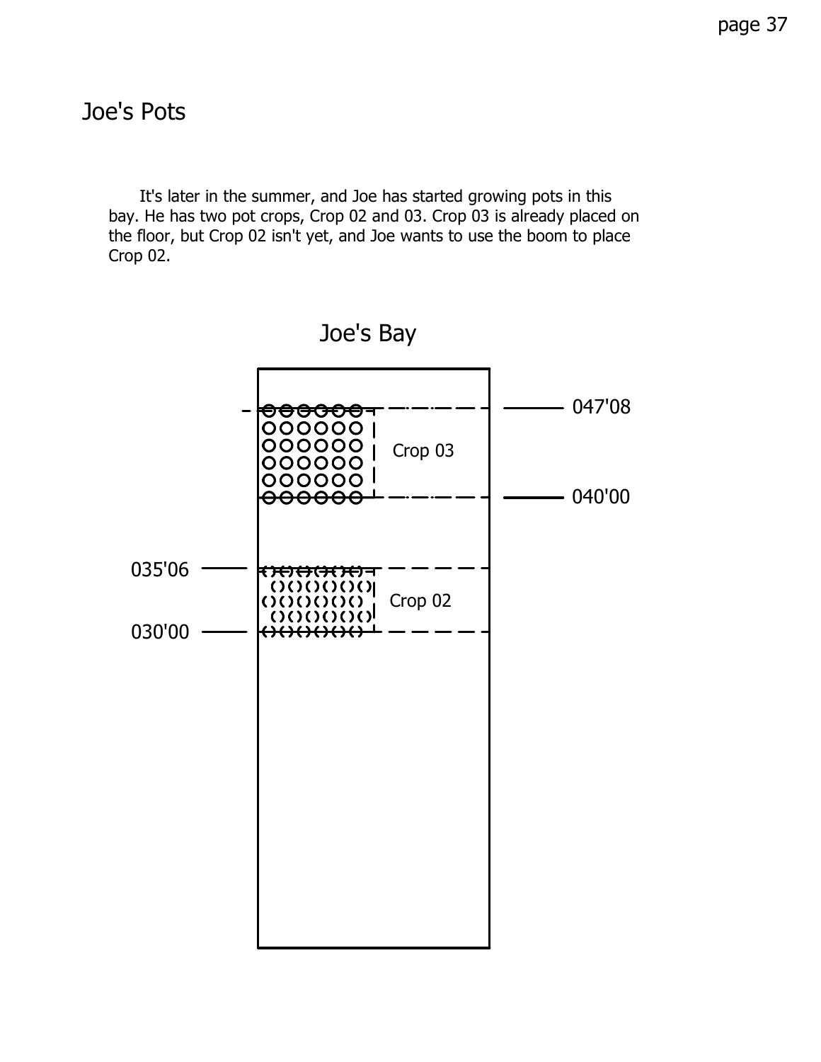# Joe's Pots

It's later in the summer, and Joe has started growing pots in this bay. He has two pot crops, Crop 02 and 03. Crop 03 is already placed on the floor, but Crop 02 isn't yet, and Joe wants to use the boom to place Crop 02.

Joe's Bay

047'08

Crop 03

040'00

035'06

Crop 02

030'00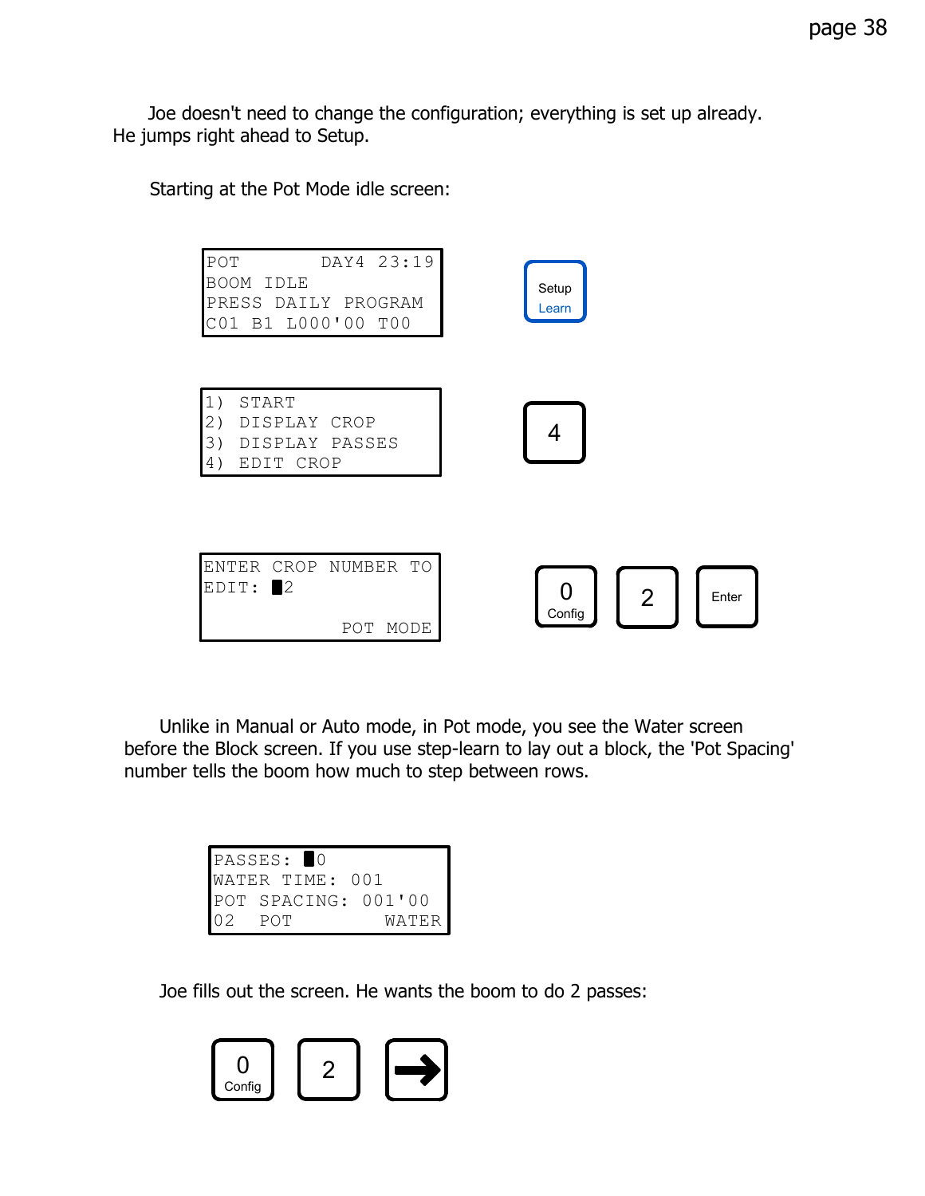Joe doesn't need to change the configuration; everything is set up already. He jumps right ahead to Setup.

Starting at the Pot Mode idle screen:

```
POT         DAY4 23:19
BOOM IDLE
PRESS DAILY PROGRAM
C01 B1 L000'00 T00
```

[Setup / Learn]

```
1) START
2) DISPLAY CROP
3) DISPLAY PASSES
4) EDIT CROP
```

[4]

```
ENTER CROP NUMBER TO
EDIT: █2

              POT MODE
```

[0 Config] [2] [Enter]

Unlike in Manual or Auto mode, in Pot mode, you see the Water screen before the Block screen. If you use step-learn to lay out a block, the 'Pot Spacing' number tells the boom how much to step between rows.

```
PASSES: █0
WATER TIME: 001
POT SPACING: 001'00
02  POT         WATER
```

Joe fills out the screen. He wants the boom to do 2 passes:

[0 Config] [2] [→]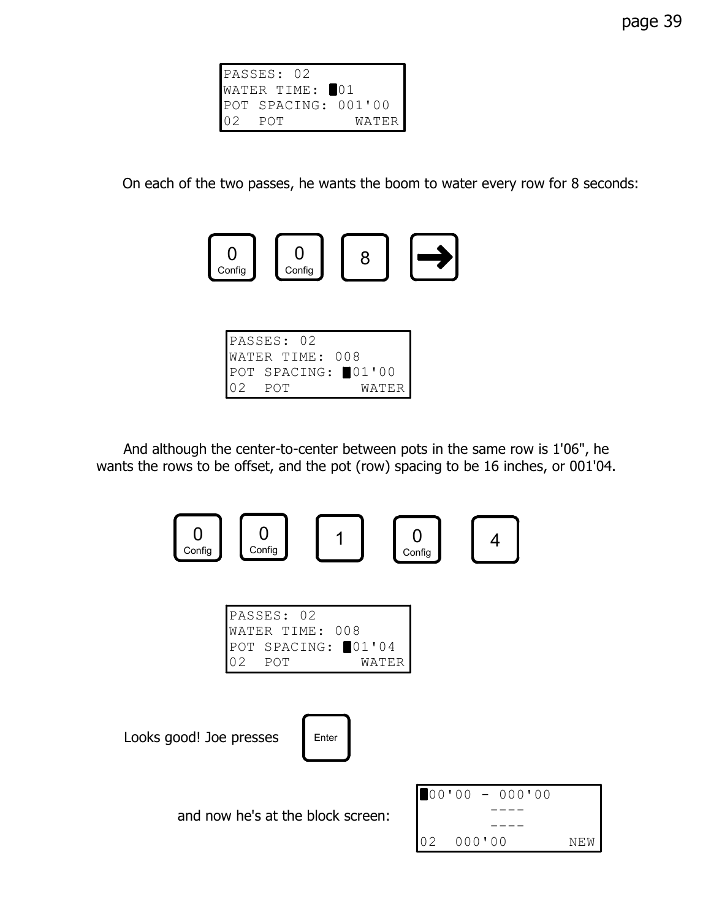```
PASSES: 02
WATER TIME: █01
POT SPACING: 001'00
02  POT        WATER
```

On each of the two passes, he wants the boom to water every row for 8 seconds:

[0 Config] [0 Config] [8] [→]

```
PASSES: 02
WATER TIME: 008
POT SPACING: █01'00
02  POT        WATER
```

And although the center-to-center between pots in the same row is 1'06", he wants the rows to be offset, and the pot (row) spacing to be 16 inches, or 001'04.

[0 Config] [0 Config] [1] [0 Config] [4]

```
PASSES: 02
WATER TIME: 008
POT SPACING: █01'04
02  POT        WATER
```

Looks good! Joe presses [Enter]

and now he's at the block screen:

```
█00'00 - 000'00
        ----
        ----
02  000'00       NEW
```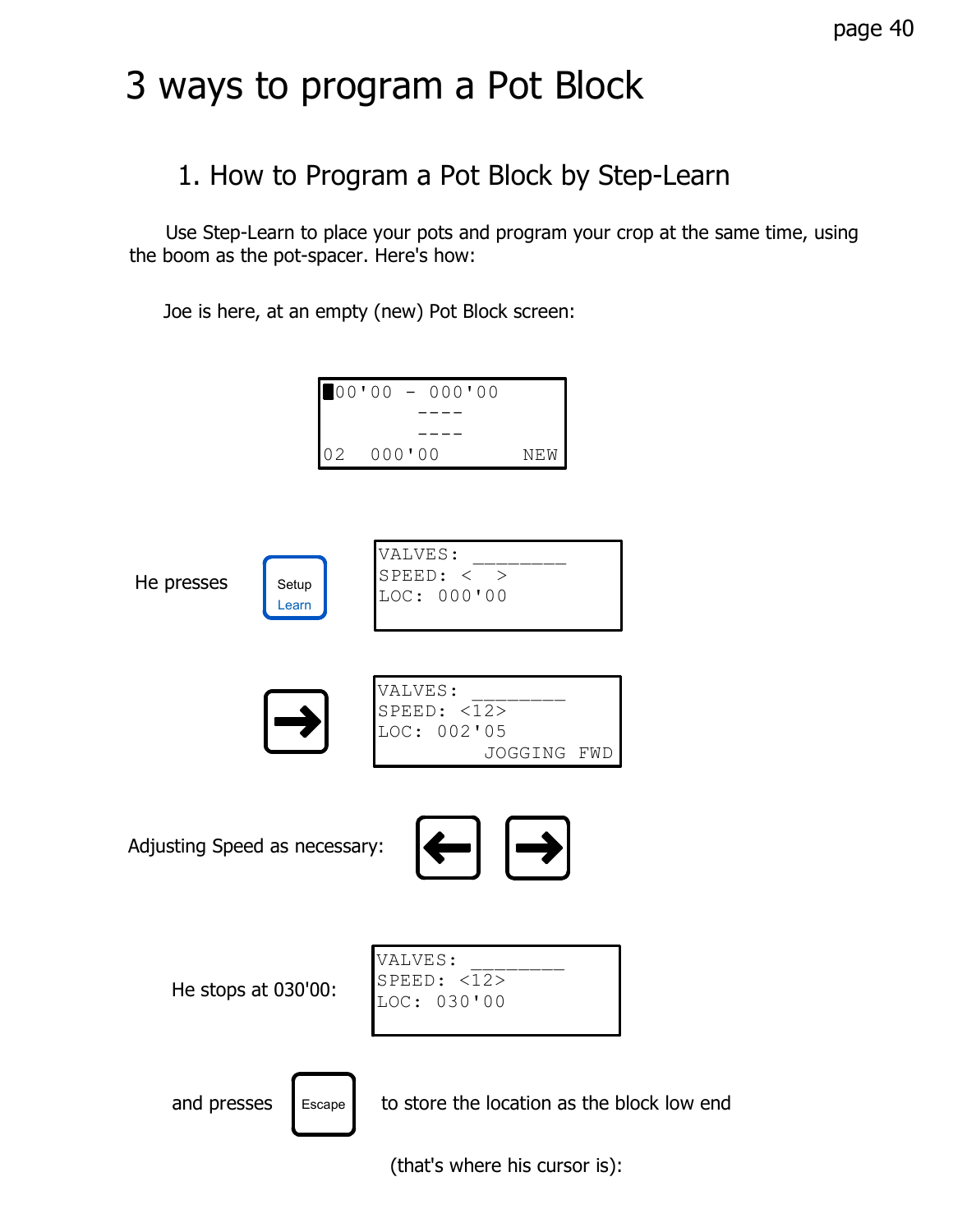# 3 ways to program a Pot Block

## 1. How to Program a Pot Block by Step-Learn

Use Step-Learn to place your pots and program your crop at the same time, using the boom as the pot-spacer. Here's how:

Joe is here, at an empty (new) Pot Block screen:

```
█00'00 - 000'00
       ----
       ----
02  000'00      NEW
```

He presses [Setup / Learn]

```
VALVES: ________
SPEED: <  >
LOC: 000'00
```

[→]

```
VALVES: ________
SPEED: <12>
LOC: 002'05
         JOGGING FWD
```

Adjusting Speed as necessary: [←] [→]

He stops at 030'00:

```
VALVES: ________
SPEED: <12>
LOC: 030'00
```

and presses [Escape] to store the location as the block low end

(that's where his cursor is):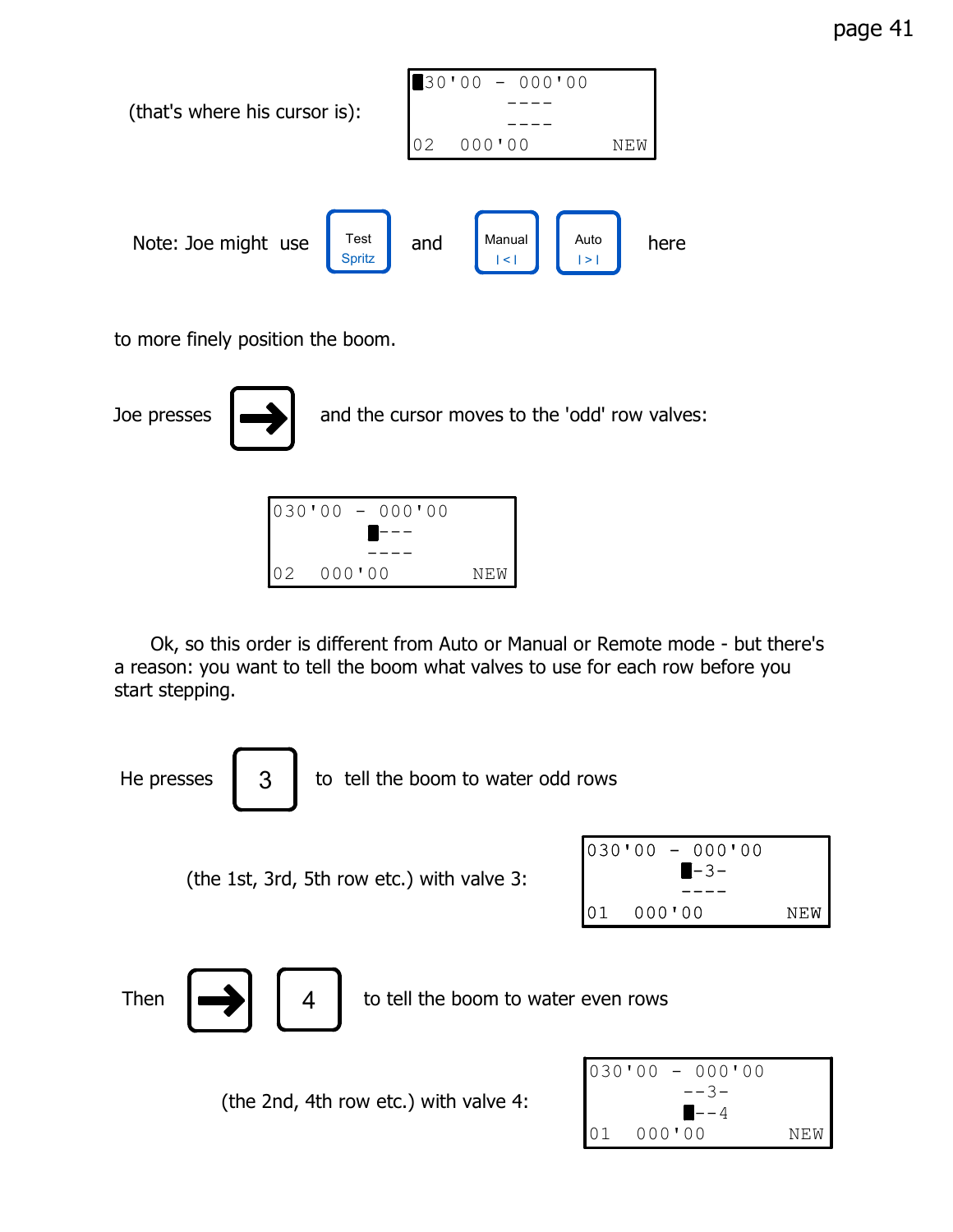(that's where his cursor is):

```
█30'00 - 000'00
        ----
        ----
02  000'00       NEW
```

Note: Joe might use [Test Spritz] and [Manual |<|] [Auto |>|] here

to more finely position the boom.

Joe presses [→] and the cursor moves to the 'odd' row valves:

```
030'00 - 000'00
        █---
        ----
02  000'00       NEW
```

Ok, so this order is different from Auto or Manual or Remote mode - but there's a reason: you want to tell the boom what valves to use for each row before you start stepping.

He presses [3] to tell the boom to water odd rows

(the 1st, 3rd, 5th row etc.) with valve 3:

```
030'00 - 000'00
        █-3-
        ----
01  000'00       NEW
```

Then [→] [4] to tell the boom to water even rows

(the 2nd, 4th row etc.) with valve 4:

```
030'00 - 000'00
        --3-
        █--4
01  000'00       NEW
```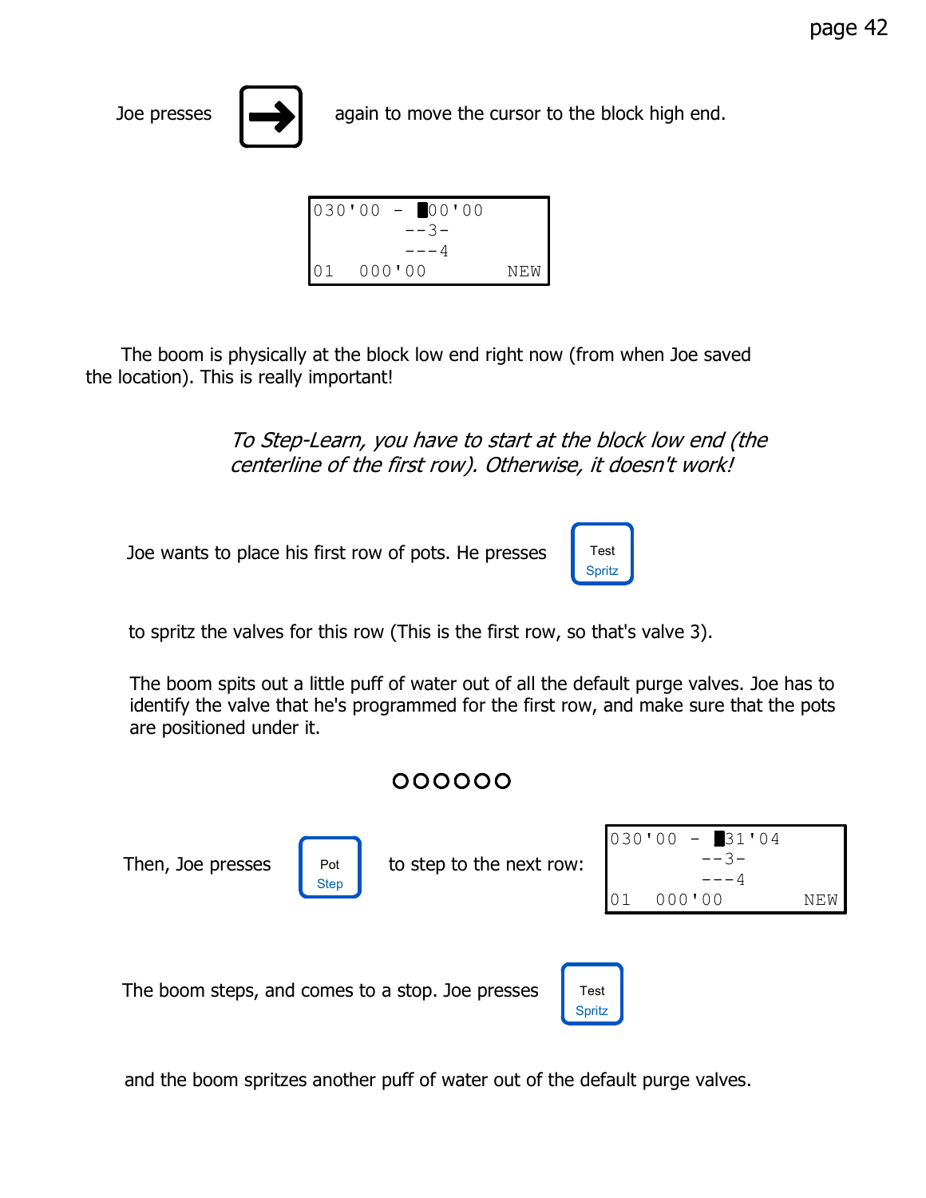Joe presses [→] again to move the cursor to the block high end.

```
030'00 - █00'00
        --3-
        ---4
01  000'00      NEW
```

The boom is physically at the block low end right now (from when Joe saved the location). This is really important!

*To Step-Learn, you have to start at the block low end (the centerline of the first row). Otherwise, it doesn't work!*

Joe wants to place his first row of pots. He presses [Test Spritz] to spritz the valves for this row (This is the first row, so that's valve 3).

The boom spits out a little puff of water out of all the default purge valves. Joe has to identify the valve that he's programmed for the first row, and make sure that the pots are positioned under it.

OOOOOO

Then, Joe presses [Pot Step] to step to the next row:

```
030'00 - █31'04
        --3-
        ---4
01  000'00      NEW
```

The boom steps, and comes to a stop. Joe presses [Test Spritz] and the boom spritzes another puff of water out of the default purge valves.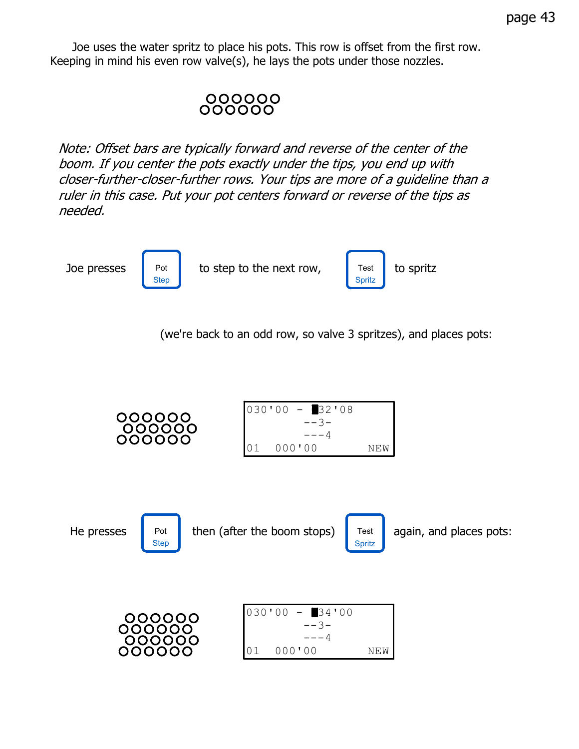Joe uses the water spritz to place his pots. This row is offset from the first row. Keeping in mind his even row valve(s), he lays the pots under those nozzles.

*Note: Offset bars are typically forward and reverse of the center of the boom. If you center the pots exactly under the tips, you end up with closer-further-closer-further rows. Your tips are more of a guideline than a ruler in this case. Put your pot centers forward or reverse of the tips as needed.*

Joe presses **Pot Step** to step to the next row, **Test Spritz** to spritz

(we're back to an odd row, so valve 3 spritzes), and places pots:

```
030'00 - █32'08
         --3-
         ---4
01  000'00        NEW
```

He presses **Pot Step** then (after the boom stops) **Test Spritz** again, and places pots:

```
030'00 - █34'00
         --3-
         ---4
01  000'00        NEW
```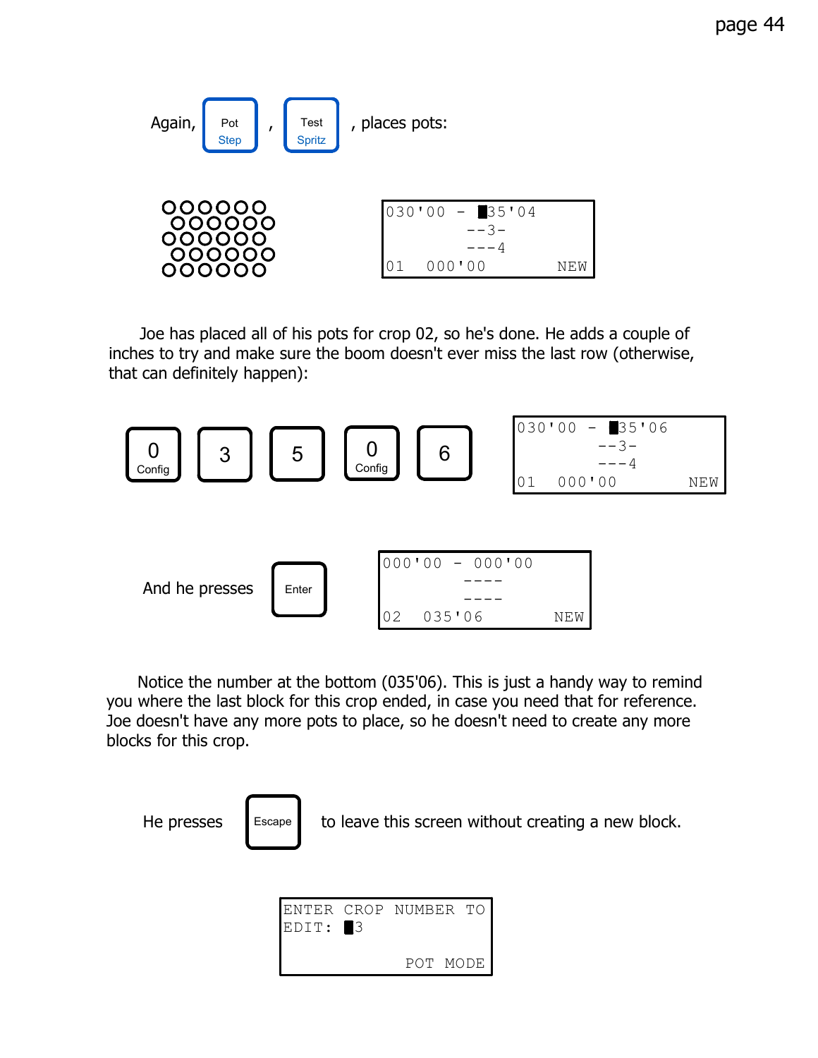Again, [Pot Step], [Test Spritz], places pots:

```
030'00 - █35'04
        --3-
        ---4
01  000'00       NEW
```

Joe has placed all of his pots for crop 02, so he's done. He adds a couple of inches to try and make sure the boom doesn't ever miss the last row (otherwise, that can definitely happen):

[0 Config] [3] [5] [0 Config] [6]

```
030'00 - █35'06
        --3-
        ---4
01  000'00       NEW
```

And he presses [Enter]

```
000'00 - 000'00
        ----
        ----
02  035'06       NEW
```

Notice the number at the bottom (035'06). This is just a handy way to remind you where the last block for this crop ended, in case you need that for reference. Joe doesn't have any more pots to place, so he doesn't need to create any more blocks for this crop.

He presses [Escape] to leave this screen without creating a new block.

```
ENTER CROP NUMBER TO
EDIT: █3

            POT MODE
```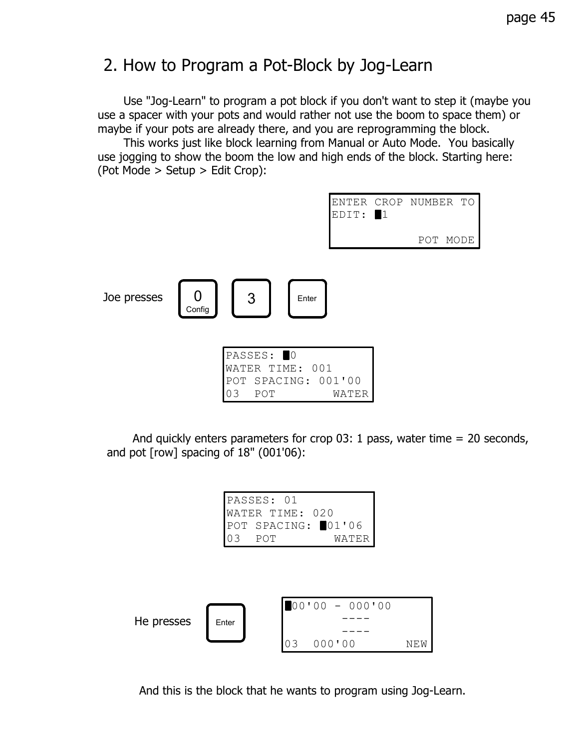## 2. How to Program a Pot-Block by Jog-Learn

Use "Jog-Learn" to program a pot block if you don't want to step it (maybe you use a spacer with your pots and would rather not use the boom to space them) or maybe if your pots are already there, and you are reprogramming the block.

This works just like block learning from Manual or Auto Mode. You basically use jogging to show the boom the low and high ends of the block. Starting here: (Pot Mode > Setup > Edit Crop):

```
ENTER CROP NUMBER TO
EDIT: █1

             POT MODE
```

Joe presses [0 Config] [3] [Enter]

```
PASSES: █0
WATER TIME: 001
POT SPACING: 001'00
03  POT        WATER
```

And quickly enters parameters for crop 03: 1 pass, water time = 20 seconds, and pot [row] spacing of 18" (001'06):

```
PASSES: 01
WATER TIME: 020
POT SPACING: █01'06
03  POT        WATER
```

He presses [Enter]

```
█00'00 - 000'00
        ----
        ----
03  000'00       NEW
```

And this is the block that he wants to program using Jog-Learn.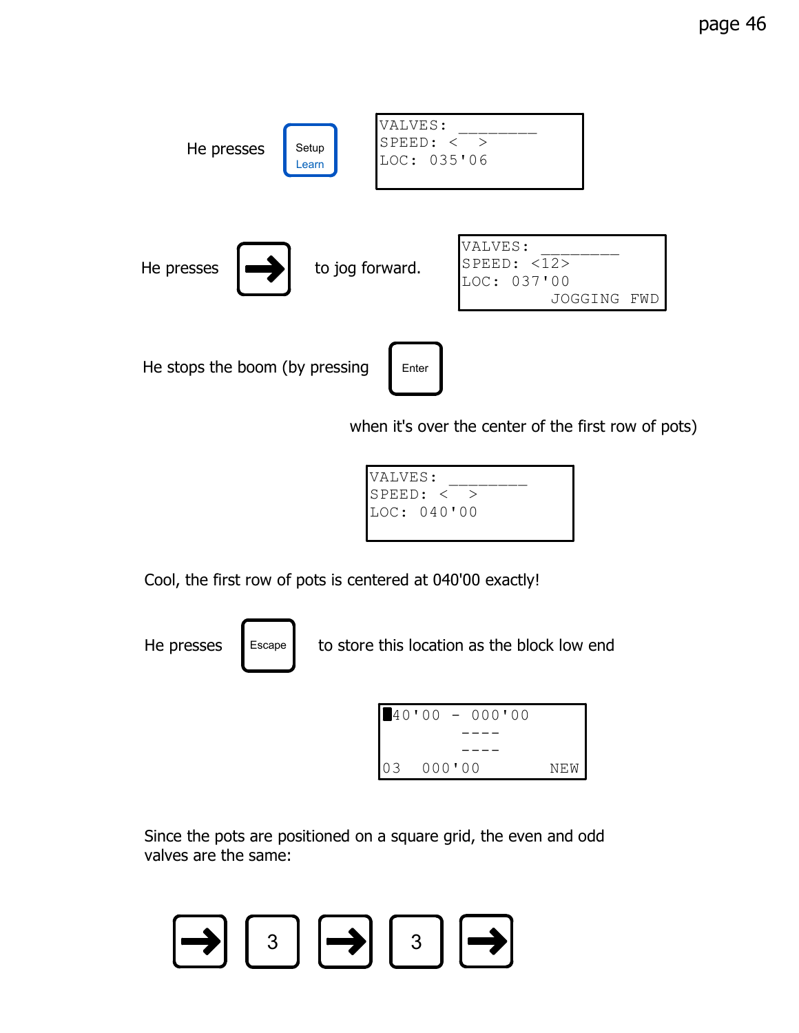He presses [Setup / Learn]

```
VALVES: _________
SPEED: <  >
LOC: 035'06
```

He presses [→] to jog forward.

```
VALVES: _________
SPEED: <12>
LOC: 037'00
               JOGGING FWD
```

He stops the boom (by pressing [Enter] when it's over the center of the first row of pots)

```
VALVES: _________
SPEED: <  >
LOC: 040'00
```

Cool, the first row of pots is centered at 040'00 exactly!

He presses [Escape] to store this location as the block low end

```
█40'00 - 000'00
         ----
         ----
03  000'00         NEW
```

Since the pots are positioned on a square grid, the even and odd valves are the same:

[→] [3] [→] [3] [→]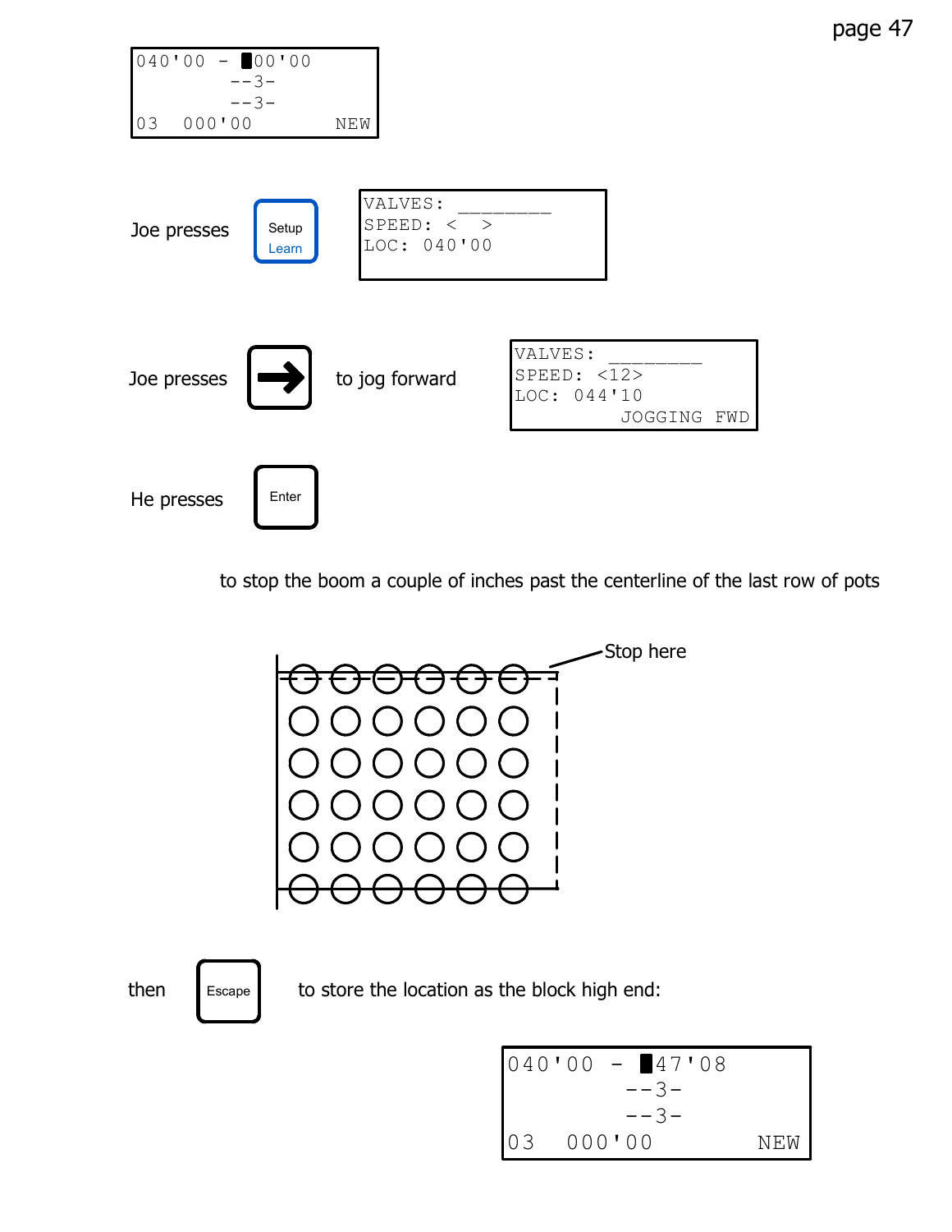```
040'00 - █00'00
         --3-
         --3-
03  000'00        NEW
```

Joe presses **Setup / Learn**

```
VALVES: ________
SPEED: <  >
LOC: 040'00
```

Joe presses **→** to jog forward

```
VALVES: ________
SPEED: <12>
LOC: 044'10
          JOGGING FWD
```

He presses **Enter**

to stop the boom a couple of inches past the centerline of the last row of pots

Stop here

then **Escape** to store the location as the block high end:

```
040'00 - █47'08
         --3-
         --3-
03  000'00        NEW
```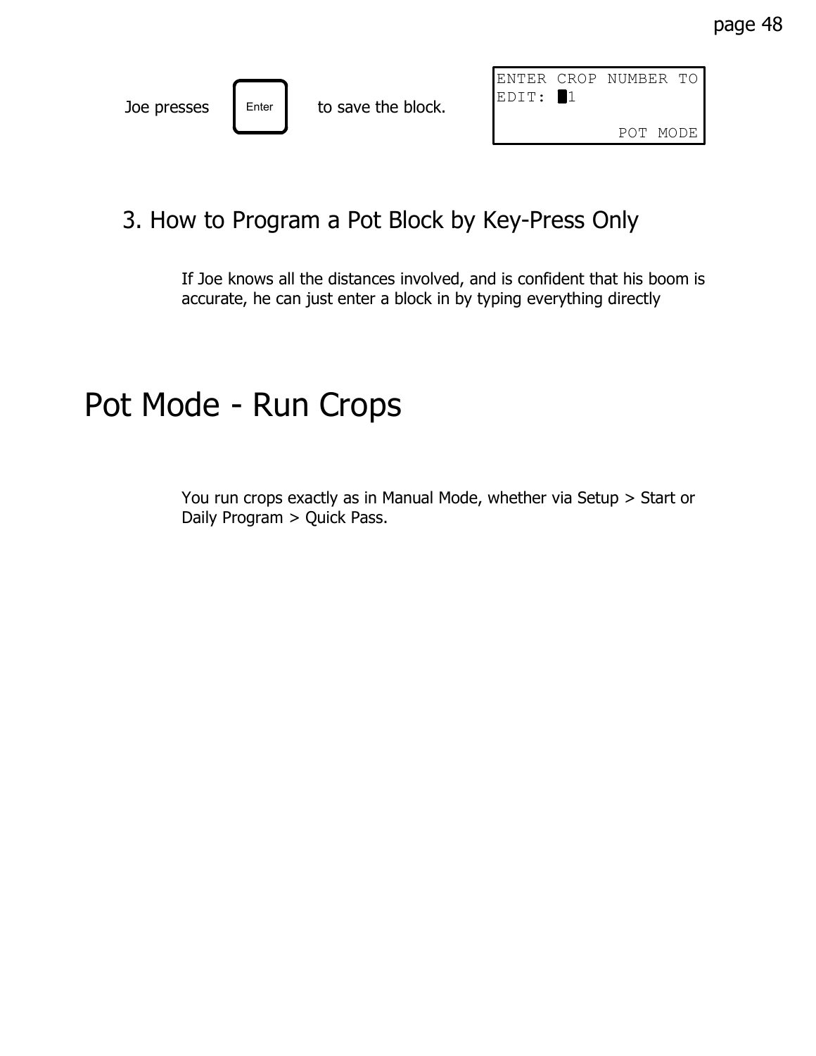Joe presses [Enter] to save the block.

```
ENTER CROP NUMBER TO
EDIT: █1

               POT MODE
```

### 3. How to Program a Pot Block by Key-Press Only

If Joe knows all the distances involved, and is confident that his boom is accurate, he can just enter a block in by typing everything directly

# Pot Mode - Run Crops

You run crops exactly as in Manual Mode, whether via Setup > Start or Daily Program > Quick Pass.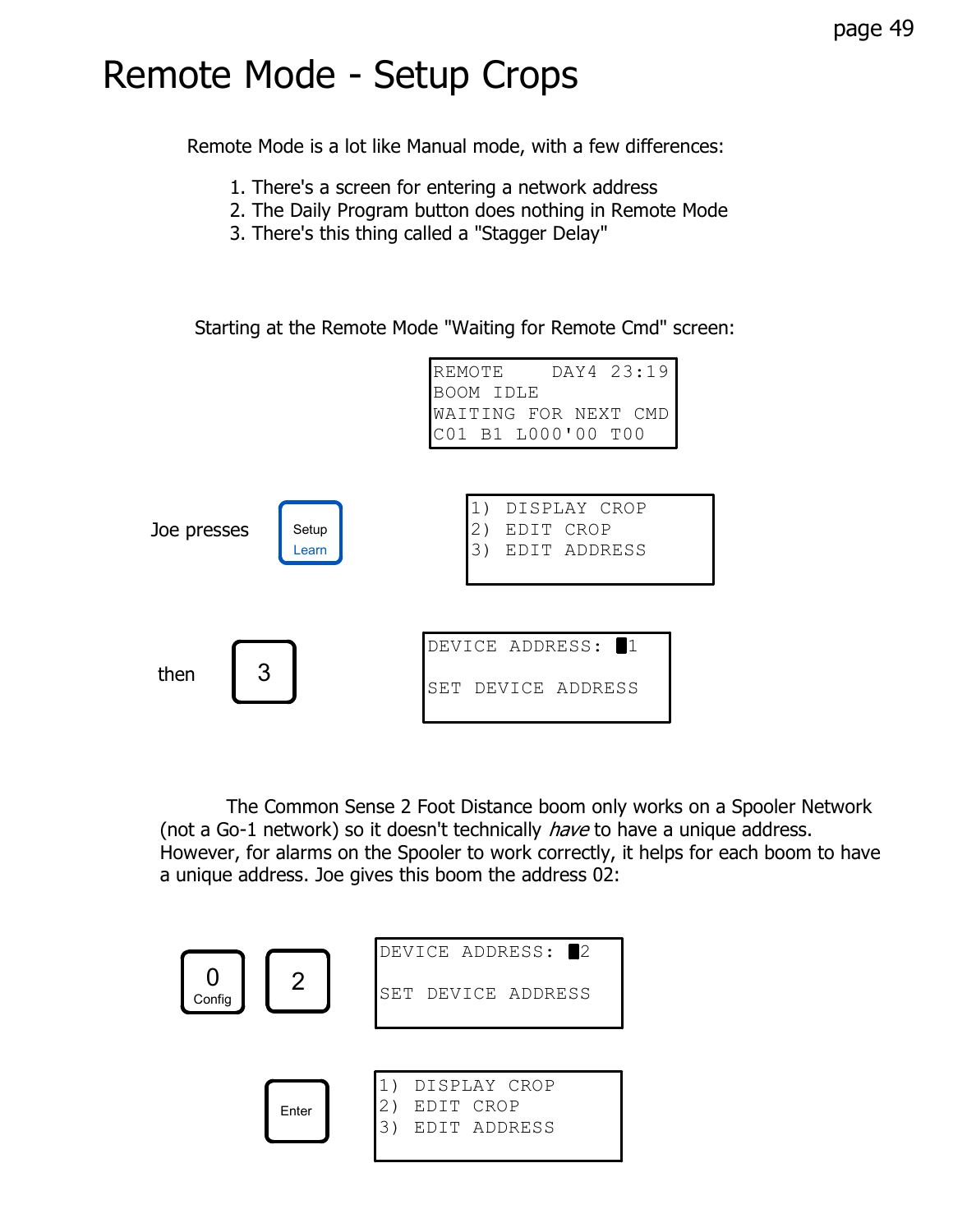# Remote Mode - Setup Crops

Remote Mode is a lot like Manual mode, with a few differences:

1. There's a screen for entering a network address
2. The Daily Program button does nothing in Remote Mode
3. There's this thing called a "Stagger Delay"

Starting at the Remote Mode "Waiting for Remote Cmd" screen:

```
REMOTE     DAY4 23:19
BOOM IDLE
WAITING FOR NEXT CMD
C01 B1 L000'00 T00
```

Joe presses **Setup / Learn**

```
1) DISPLAY CROP
2) EDIT CROP
3) EDIT ADDRESS
```

then **3**

```
DEVICE ADDRESS: █1

SET DEVICE ADDRESS
```

The Common Sense 2 Foot Distance boom only works on a Spooler Network (not a Go-1 network) so it doesn't technically *have* to have a unique address. However, for alarms on the Spooler to work correctly, it helps for each boom to have a unique address. Joe gives this boom the address 02:

**0 / Config** **2**

```
DEVICE ADDRESS: █2

SET DEVICE ADDRESS
```

**Enter**

```
1) DISPLAY CROP
2) EDIT CROP
3) EDIT ADDRESS
```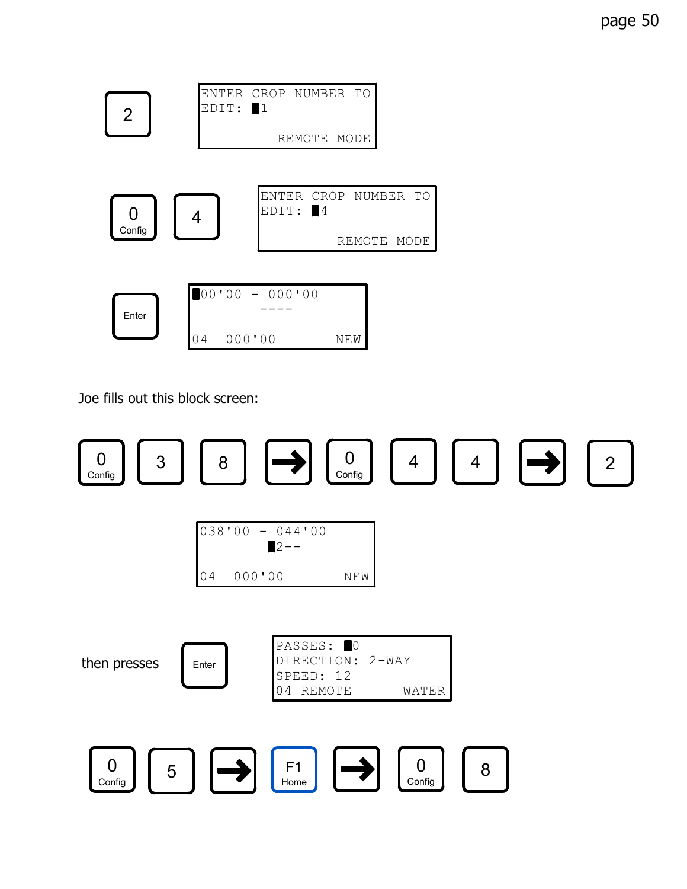**2**

```
ENTER CROP NUMBER TO
EDIT: █1

          REMOTE MODE
```

**0 Config** **4**

```
ENTER CROP NUMBER TO
EDIT: █4

          REMOTE MODE
```

**Enter**

```
█00'00 - 000'00
        ----

04  000'00        NEW
```

Joe fills out this block screen:

**0 Config** **3** **8** **→** **0 Config** **4** **4** **→** **2**

```
038'00 - 044'00
        █2--

04  000'00        NEW
```

then presses **Enter**

```
PASSES: █0
DIRECTION: 2-WAY
SPEED: 12
04 REMOTE      WATER
```

**0 Config** **5** **→** **F1 Home** **→** **0 Config** **8**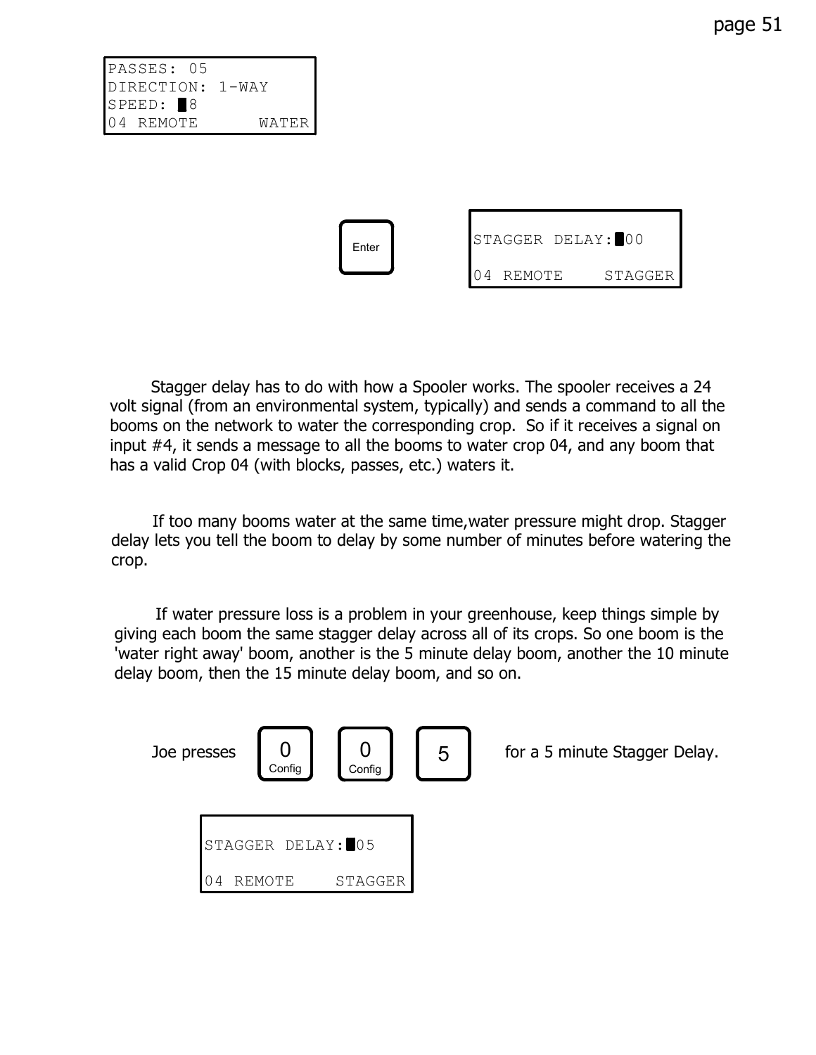```
PASSES: 05
DIRECTION: 1-WAY
SPEED: █8
04 REMOTE      WATER
```

[Enter]

```
STAGGER DELAY:█00

04 REMOTE    STAGGER
```

Stagger delay has to do with how a Spooler works. The spooler receives a 24 volt signal (from an environmental system, typically) and sends a command to all the booms on the network to water the corresponding crop. So if it receives a signal on input #4, it sends a message to all the booms to water crop 04, and any boom that has a valid Crop 04 (with blocks, passes, etc.) waters it.

If too many booms water at the same time,water pressure might drop. Stagger delay lets you tell the boom to delay by some number of minutes before watering the crop.

If water pressure loss is a problem in your greenhouse, keep things simple by giving each boom the same stagger delay across all of its crops. So one boom is the 'water right away' boom, another is the 5 minute delay boom, another the 10 minute delay boom, then the 15 minute delay boom, and so on.

Joe presses [0 Config] [0 Config] [5] for a 5 minute Stagger Delay.

```
STAGGER DELAY:█05

04 REMOTE    STAGGER
```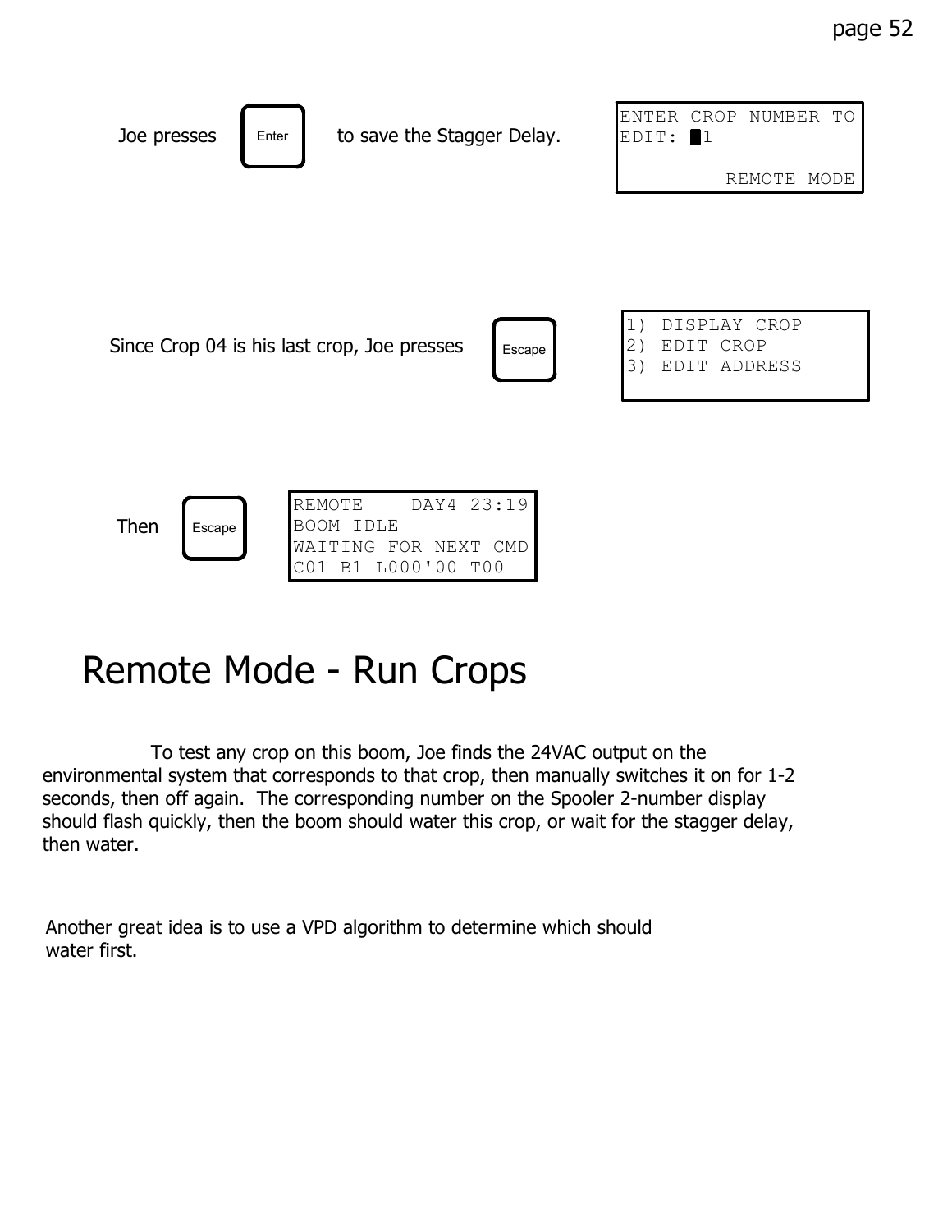Joe presses Enter to save the Stagger Delay.

```
ENTER CROP NUMBER TO
EDIT: █1

          REMOTE MODE
```

Since Crop 04 is his last crop, Joe presses Escape

```
1) DISPLAY CROP
2) EDIT CROP
3) EDIT ADDRESS
```

Then Escape

```
REMOTE    DAY4 23:19
BOOM IDLE
WAITING FOR NEXT CMD
C01 B1 L000'00 T00
```

# Remote Mode - Run Crops

To test any crop on this boom, Joe finds the 24VAC output on the environmental system that corresponds to that crop, then manually switches it on for 1-2 seconds, then off again. The corresponding number on the Spooler 2-number display should flash quickly, then the boom should water this crop, or wait for the stagger delay, then water.

Another great idea is to use a VPD algorithm to determine which should water first.